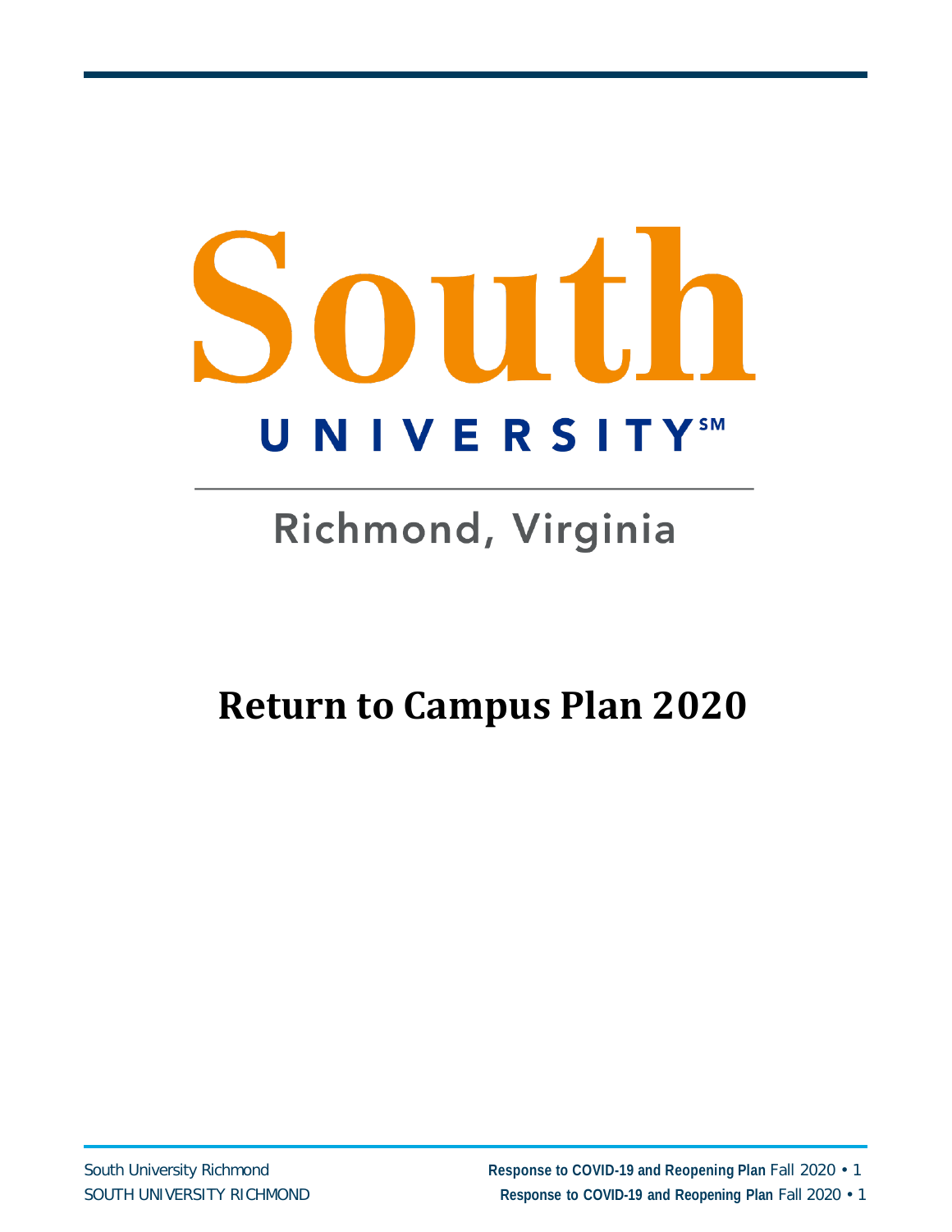# South UNIVERSITY

Richmond, Virginia

# Return to Campus Plan 2020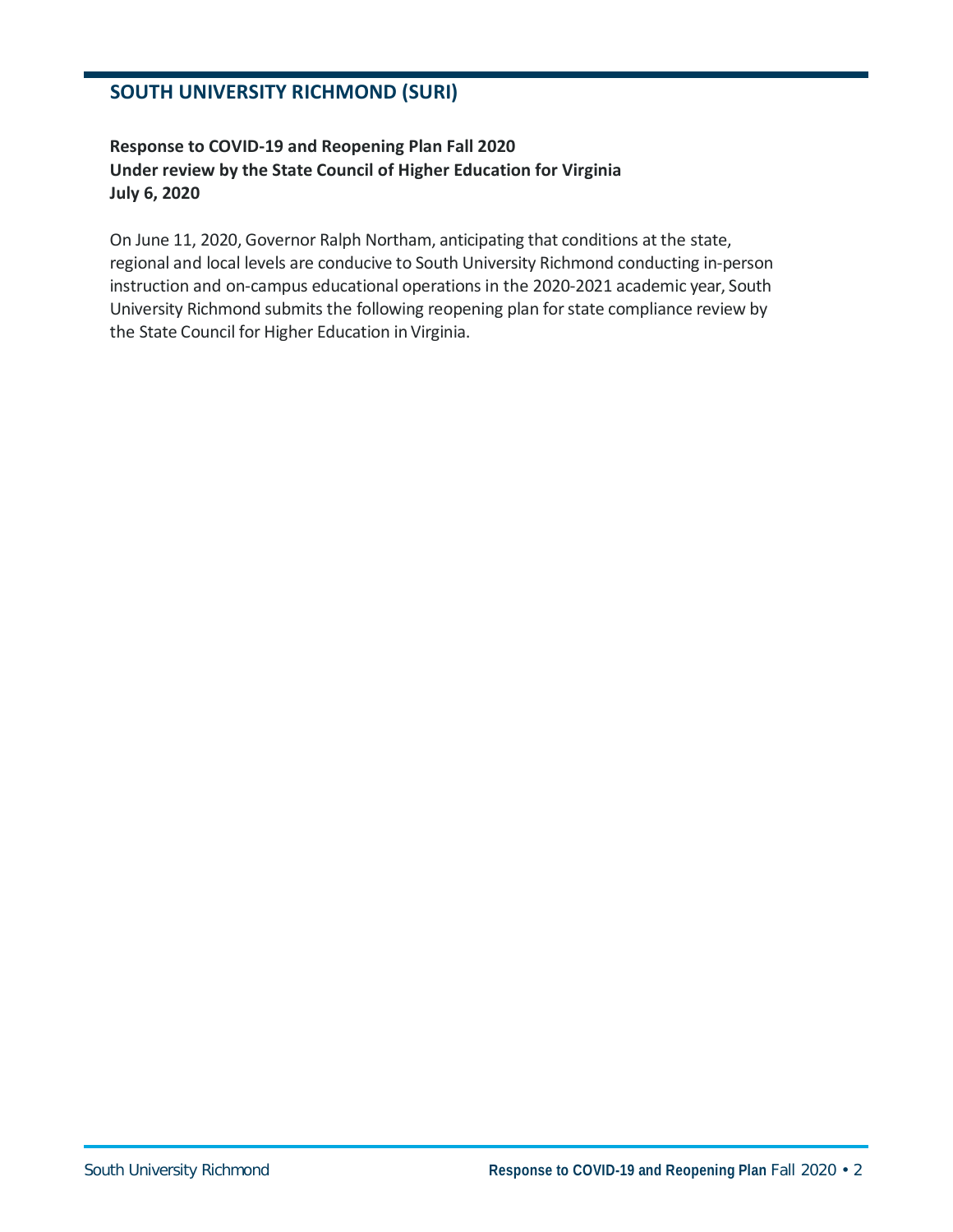## SOUTH UNIVERSITY RICHMOND (SURI)

**Response to COVID-19 and Reopening Plan Fall 2020**
**Under review by the State Council of Higher Education for Virginia**
**July 6, 2020**

On June 11, 2020, Governor Ralph Northam, anticipating that conditions at the state, regional and local levels are conducive to South University Richmond conducting in-person instruction and on-campus educational operations in the 2020-2021 academic year, South University Richmond submits the following reopening plan for state compliance review by the State Council for Higher Education in Virginia.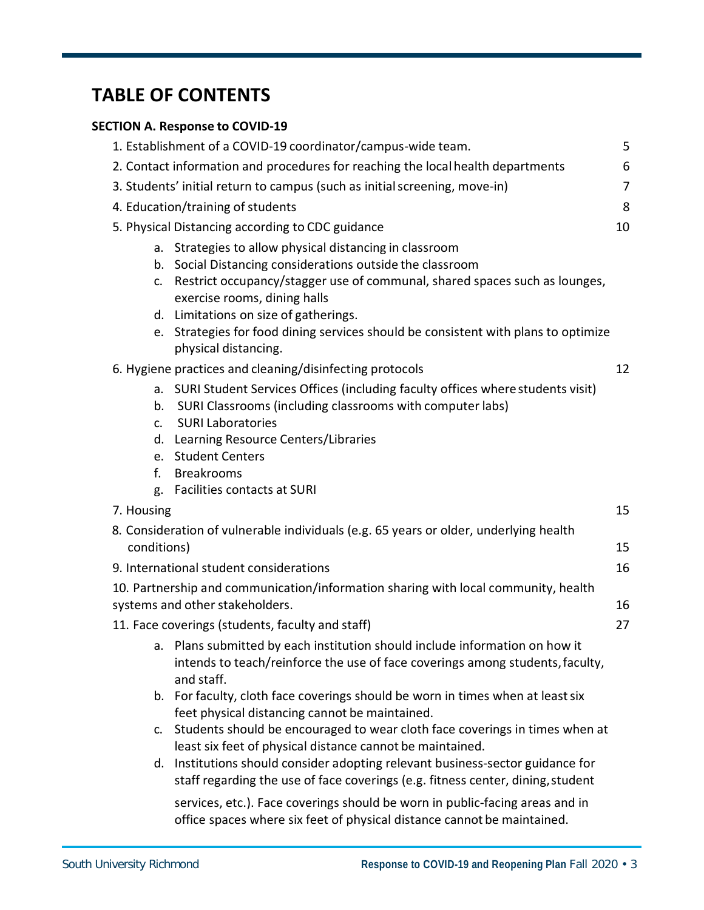# TABLE OF CONTENTS

**SECTION A. Response to COVID-19**

1. Establishment of a COVID-19 coordinator/campus-wide team. 5
2. Contact information and procedures for reaching the local health departments 6
3. Students' initial return to campus (such as initial screening, move-in) 7
4. Education/training of students 8
5. Physical Distancing according to CDC guidance 10
   a. Strategies to allow physical distancing in classroom
   b. Social Distancing considerations outside the classroom
   c. Restrict occupancy/stagger use of communal, shared spaces such as lounges, exercise rooms, dining halls
   d. Limitations on size of gatherings.
   e. Strategies for food dining services should be consistent with plans to optimize physical distancing.
6. Hygiene practices and cleaning/disinfecting protocols 12
   a. SURI Student Services Offices (including faculty offices where students visit)
   b. SURI Classrooms (including classrooms with computer labs)
   c. SURI Laboratories
   d. Learning Resource Centers/Libraries
   e. Student Centers
   f. Breakrooms
   g. Facilities contacts at SURI
7. Housing 15
8. Consideration of vulnerable individuals (e.g. 65 years or older, underlying health conditions) 15
9. International student considerations 16
10. Partnership and communication/information sharing with local community, health systems and other stakeholders. 16
11. Face coverings (students, faculty and staff) 27
    a. Plans submitted by each institution should include information on how it intends to teach/reinforce the use of face coverings among students, faculty, and staff.
    b. For faculty, cloth face coverings should be worn in times when at least six feet physical distancing cannot be maintained.
    c. Students should be encouraged to wear cloth face coverings in times when at least six feet of physical distance cannot be maintained.
    d. Institutions should consider adopting relevant business-sector guidance for staff regarding the use of face coverings (e.g. fitness center, dining, student services, etc.). Face coverings should be worn in public-facing areas and in office spaces where six feet of physical distance cannot be maintained.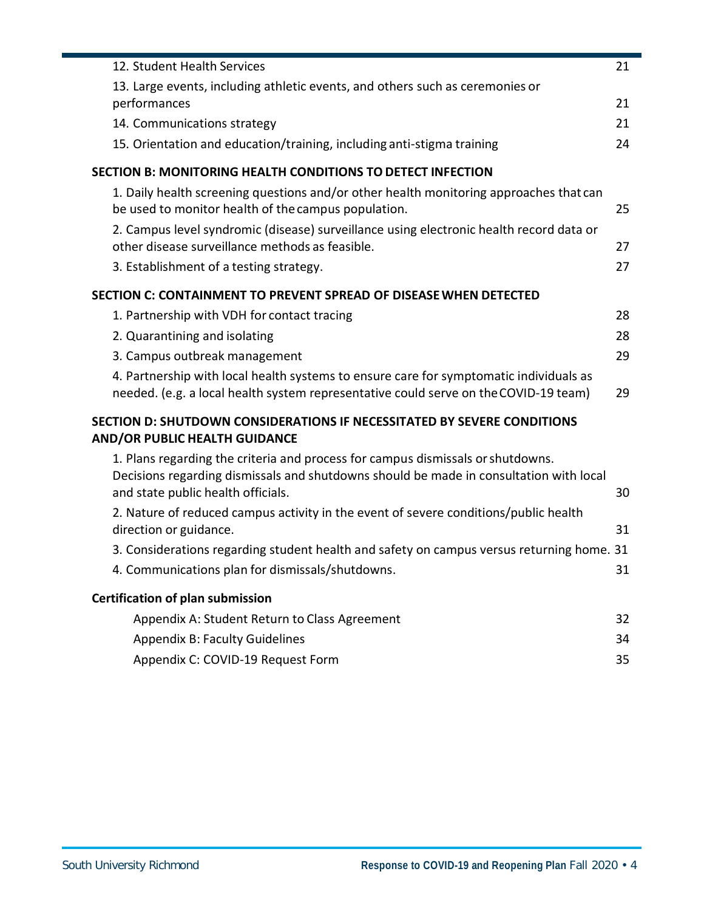| | |
|---|---|
| 12. Student Health Services | 21 |
| 13. Large events, including athletic events, and others such as ceremonies or performances | 21 |
| 14. Communications strategy | 21 |
| 15. Orientation and education/training, including anti-stigma training | 24 |
| **SECTION B: MONITORING HEALTH CONDITIONS TO DETECT INFECTION** | |
| 1. Daily health screening questions and/or other health monitoring approaches that can be used to monitor health of the campus population. | 25 |
| 2. Campus level syndromic (disease) surveillance using electronic health record data or other disease surveillance methods as feasible. | 27 |
| 3. Establishment of a testing strategy. | 27 |
| **SECTION C: CONTAINMENT TO PREVENT SPREAD OF DISEASE WHEN DETECTED** | |
| 1. Partnership with VDH for contact tracing | 28 |
| 2. Quarantining and isolating | 28 |
| 3. Campus outbreak management | 29 |
| 4. Partnership with local health systems to ensure care for symptomatic individuals as needed. (e.g. a local health system representative could serve on the COVID-19 team) | 29 |
| **SECTION D: SHUTDOWN CONSIDERATIONS IF NECESSITATED BY SEVERE CONDITIONS AND/OR PUBLIC HEALTH GUIDANCE** | |
| 1. Plans regarding the criteria and process for campus dismissals or shutdowns. Decisions regarding dismissals and shutdowns should be made in consultation with local and state public health officials. | 30 |
| 2. Nature of reduced campus activity in the event of severe conditions/public health direction or guidance. | 31 |
| 3. Considerations regarding student health and safety on campus versus returning home. | 31 |
| 4. Communications plan for dismissals/shutdowns. | 31 |
| **Certification of plan submission** | |
| Appendix A: Student Return to Class Agreement | 32 |
| Appendix B: Faculty Guidelines | 34 |
| Appendix C: COVID-19 Request Form | 35 |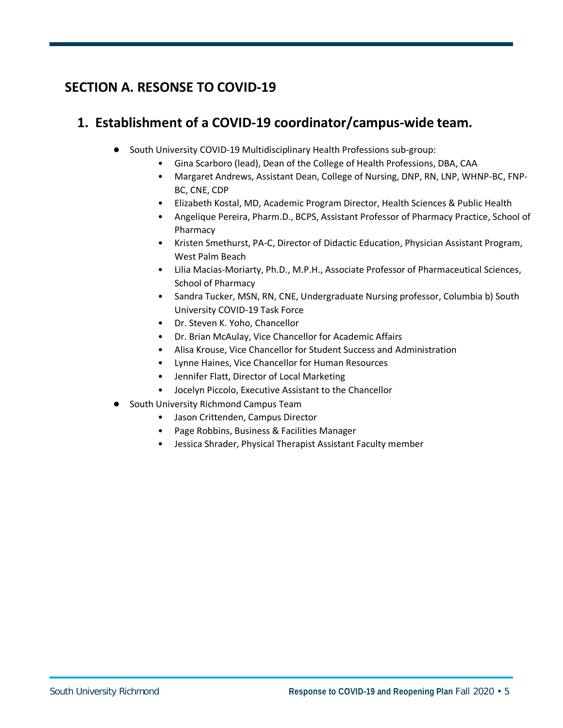## SECTION A. RESONSE TO COVID-19

### 1. Establishment of a COVID-19 coordinator/campus-wide team.

- South University COVID-19 Multidisciplinary Health Professions sub-group:
    - Gina Scarboro (lead), Dean of the College of Health Professions, DBA, CAA
    - Margaret Andrews, Assistant Dean, College of Nursing, DNP, RN, LNP, WHNP-BC, FNP-BC, CNE, CDP
    - Elizabeth Kostal, MD, Academic Program Director, Health Sciences & Public Health
    - Angelique Pereira, Pharm.D., BCPS, Assistant Professor of Pharmacy Practice, School of Pharmacy
    - Kristen Smethurst, PA-C, Director of Didactic Education, Physician Assistant Program, West Palm Beach
    - Lilia Macias-Moriarty, Ph.D., M.P.H., Associate Professor of Pharmaceutical Sciences, School of Pharmacy
    - Sandra Tucker, MSN, RN, CNE, Undergraduate Nursing professor, Columbia b) South University COVID-19 Task Force
    - Dr. Steven K. Yoho, Chancellor
    - Dr. Brian McAulay, Vice Chancellor for Academic Affairs
    - Alisa Krouse, Vice Chancellor for Student Success and Administration
    - Lynne Haines, Vice Chancellor for Human Resources
    - Jennifer Flatt, Director of Local Marketing
    - Jocelyn Piccolo, Executive Assistant to the Chancellor
- South University Richmond Campus Team
    - Jason Crittenden, Campus Director
    - Page Robbins, Business & Facilities Manager
    - Jessica Shrader, Physical Therapist Assistant Faculty member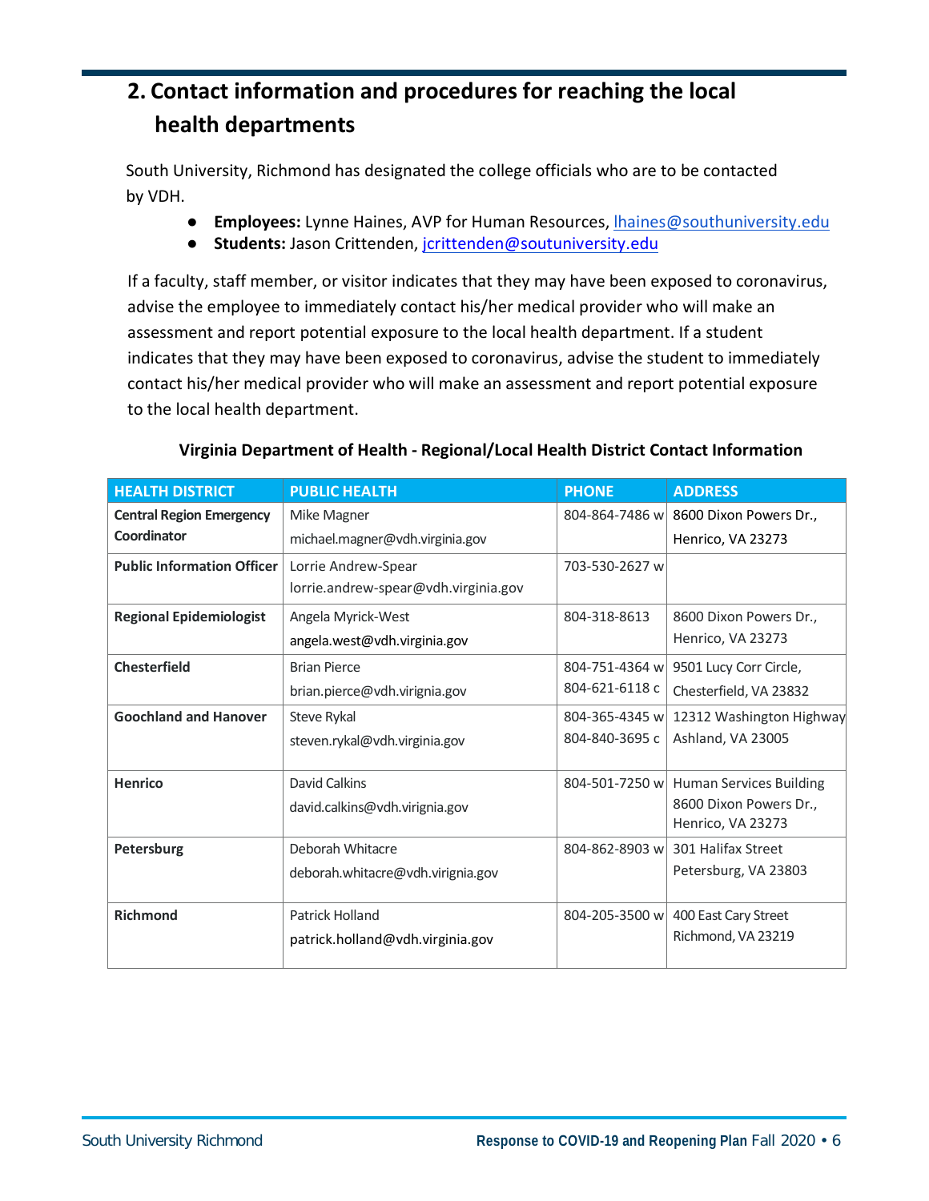## 2. Contact information and procedures for reaching the local health departments

South University, Richmond has designated the college officials who are to be contacted by VDH.

- **Employees:** Lynne Haines, AVP for Human Resources, lhaines@southuniversity.edu
- **Students:** Jason Crittenden, jcrittenden@soutuniversity.edu

If a faculty, staff member, or visitor indicates that they may have been exposed to coronavirus, advise the employee to immediately contact his/her medical provider who will make an assessment and report potential exposure to the local health department. If a student indicates that they may have been exposed to coronavirus, advise the student to immediately contact his/her medical provider who will make an assessment and report potential exposure to the local health department.

**Virginia Department of Health - Regional/Local Health District Contact Information**

| HEALTH DISTRICT | PUBLIC HEALTH | PHONE | ADDRESS |
|---|---|---|---|
| **Central Region Emergency Coordinator** | Mike Magner<br>michael.magner@vdh.virginia.gov | 804-864-7486 w | 8600 Dixon Powers Dr., Henrico, VA 23273 |
| **Public Information Officer** | Lorrie Andrew-Spear<br>lorrie.andrew-spear@vdh.virginia.gov | 703-530-2627 w | |
| **Regional Epidemiologist** | Angela Myrick-West<br>angela.west@vdh.virginia.gov | 804-318-8613 | 8600 Dixon Powers Dr., Henrico, VA 23273 |
| **Chesterfield** | Brian Pierce<br>brian.pierce@vdh.virignia.gov | 804-751-4364 w<br>804-621-6118 c | 9501 Lucy Corr Circle, Chesterfield, VA 23832 |
| **Goochland and Hanover** | Steve Rykal<br>steven.rykal@vdh.virginia.gov | 804-365-4345 w<br>804-840-3695 c | 12312 Washington Highway Ashland, VA 23005 |
| **Henrico** | David Calkins<br>david.calkins@vdh.virignia.gov | 804-501-7250 w | Human Services Building 8600 Dixon Powers Dr., Henrico, VA 23273 |
| **Petersburg** | Deborah Whitacre<br>deborah.whitacre@vdh.virignia.gov | 804-862-8903 w | 301 Halifax Street Petersburg, VA 23803 |
| **Richmond** | Patrick Holland<br>patrick.holland@vdh.virginia.gov | 804-205-3500 w | 400 East Cary Street Richmond, VA 23219 |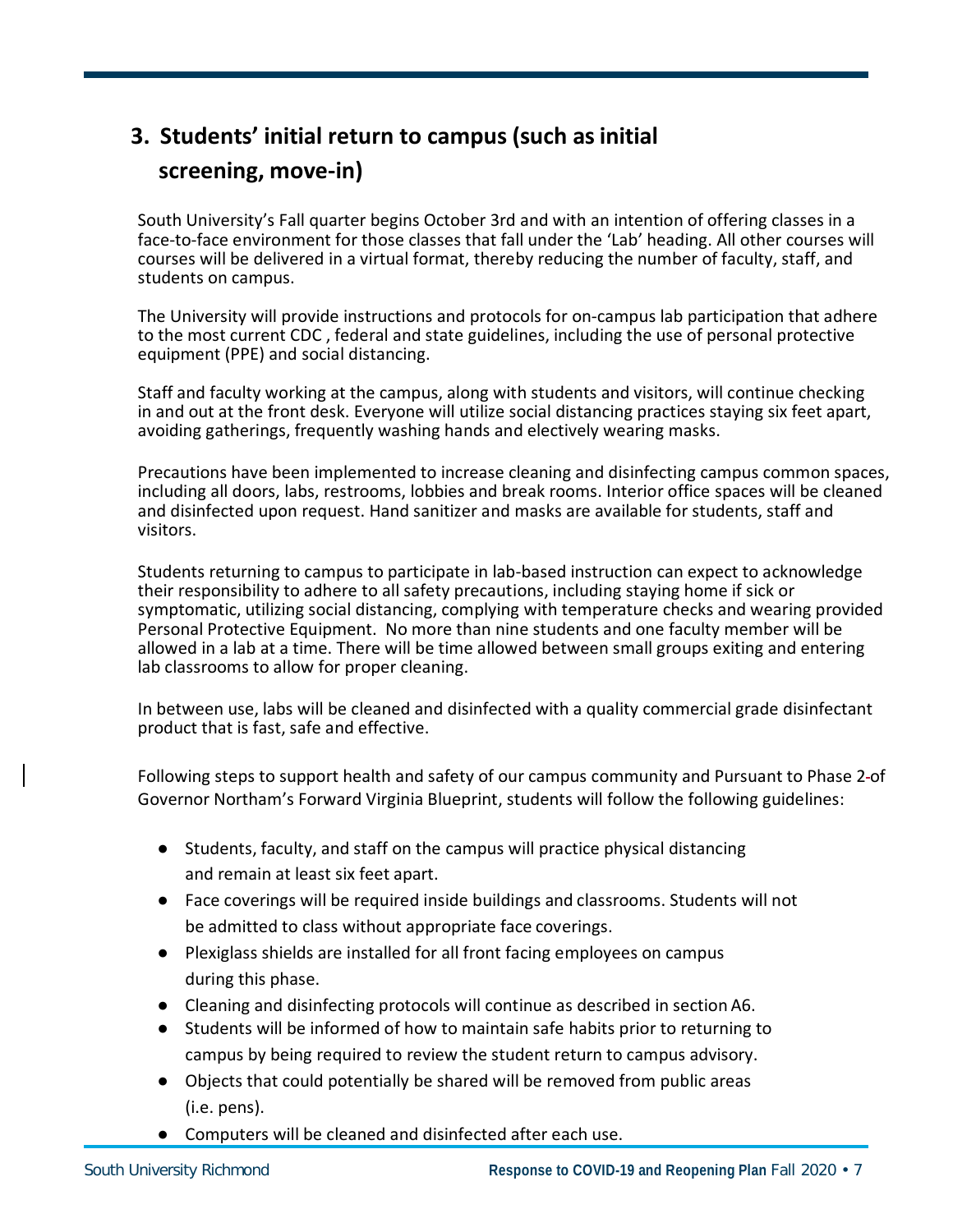## 3. Students' initial return to campus (such as initial screening, move-in)

South University's Fall quarter begins October 3rd and with an intention of offering classes in a face-to-face environment for those classes that fall under the 'Lab' heading. All other courses will courses will be delivered in a virtual format, thereby reducing the number of faculty, staff, and students on campus.

The University will provide instructions and protocols for on-campus lab participation that adhere to the most current CDC , federal and state guidelines, including the use of personal protective equipment (PPE) and social distancing.

Staff and faculty working at the campus, along with students and visitors, will continue checking in and out at the front desk. Everyone will utilize social distancing practices staying six feet apart, avoiding gatherings, frequently washing hands and electively wearing masks.

Precautions have been implemented to increase cleaning and disinfecting campus common spaces, including all doors, labs, restrooms, lobbies and break rooms. Interior office spaces will be cleaned and disinfected upon request. Hand sanitizer and masks are available for students, staff and visitors.

Students returning to campus to participate in lab-based instruction can expect to acknowledge their responsibility to adhere to all safety precautions, including staying home if sick or symptomatic, utilizing social distancing, complying with temperature checks and wearing provided Personal Protective Equipment. No more than nine students and one faculty member will be allowed in a lab at a time. There will be time allowed between small groups exiting and entering lab classrooms to allow for proper cleaning.

In between use, labs will be cleaned and disinfected with a quality commercial grade disinfectant product that is fast, safe and effective.

Following steps to support health and safety of our campus community and Pursuant to Phase 2 of Governor Northam's Forward Virginia Blueprint, students will follow the following guidelines:

- Students, faculty, and staff on the campus will practice physical distancing and remain at least six feet apart.
- Face coverings will be required inside buildings and classrooms. Students will not be admitted to class without appropriate face coverings.
- Plexiglass shields are installed for all front facing employees on campus during this phase.
- Cleaning and disinfecting protocols will continue as described in section A6.
- Students will be informed of how to maintain safe habits prior to returning to campus by being required to review the student return to campus advisory.
- Objects that could potentially be shared will be removed from public areas (i.e. pens).
- Computers will be cleaned and disinfected after each use.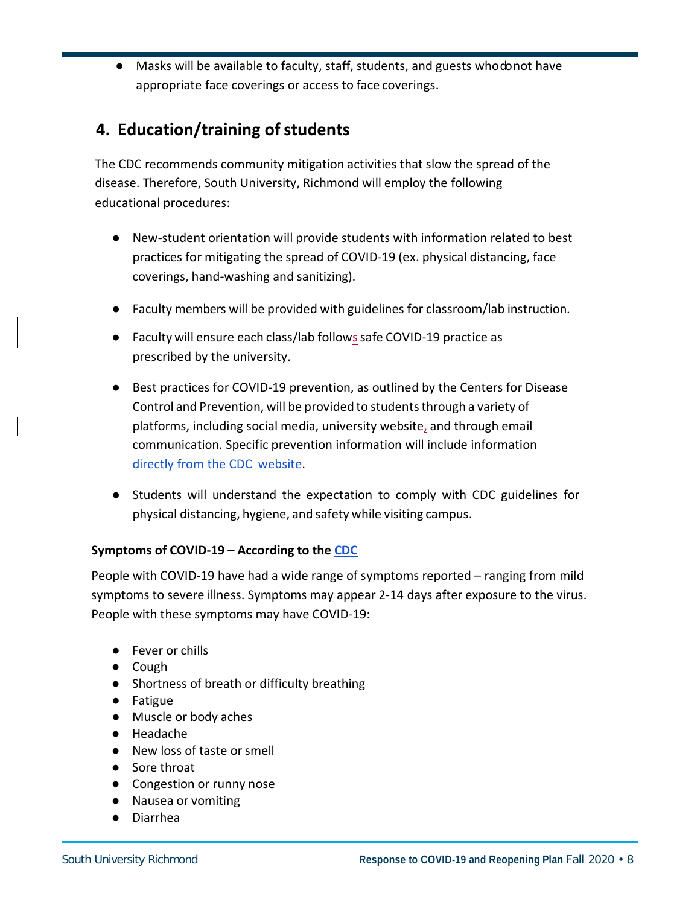- Masks will be available to faculty, staff, students, and guests who do not have appropriate face coverings or access to face coverings.

## 4. Education/training of students

The CDC recommends community mitigation activities that slow the spread of the disease. Therefore, South University, Richmond will employ the following educational procedures:

- New-student orientation will provide students with information related to best practices for mitigating the spread of COVID-19 (ex. physical distancing, face coverings, hand-washing and sanitizing).
- Faculty members will be provided with guidelines for classroom/lab instruction.
- Faculty will ensure each class/lab follows safe COVID-19 practice as prescribed by the university.
- Best practices for COVID-19 prevention, as outlined by the Centers for Disease Control and Prevention, will be provided to students through a variety of platforms, including social media, university website, and through email communication. Specific prevention information will include information directly from the CDC website.
- Students will understand the expectation to comply with CDC guidelines for physical distancing, hygiene, and safety while visiting campus.

**Symptoms of COVID-19 – According to the CDC**

People with COVID-19 have had a wide range of symptoms reported – ranging from mild symptoms to severe illness. Symptoms may appear 2-14 days after exposure to the virus. People with these symptoms may have COVID-19:

- Fever or chills
- Cough
- Shortness of breath or difficulty breathing
- Fatigue
- Muscle or body aches
- Headache
- New loss of taste or smell
- Sore throat
- Congestion or runny nose
- Nausea or vomiting
- Diarrhea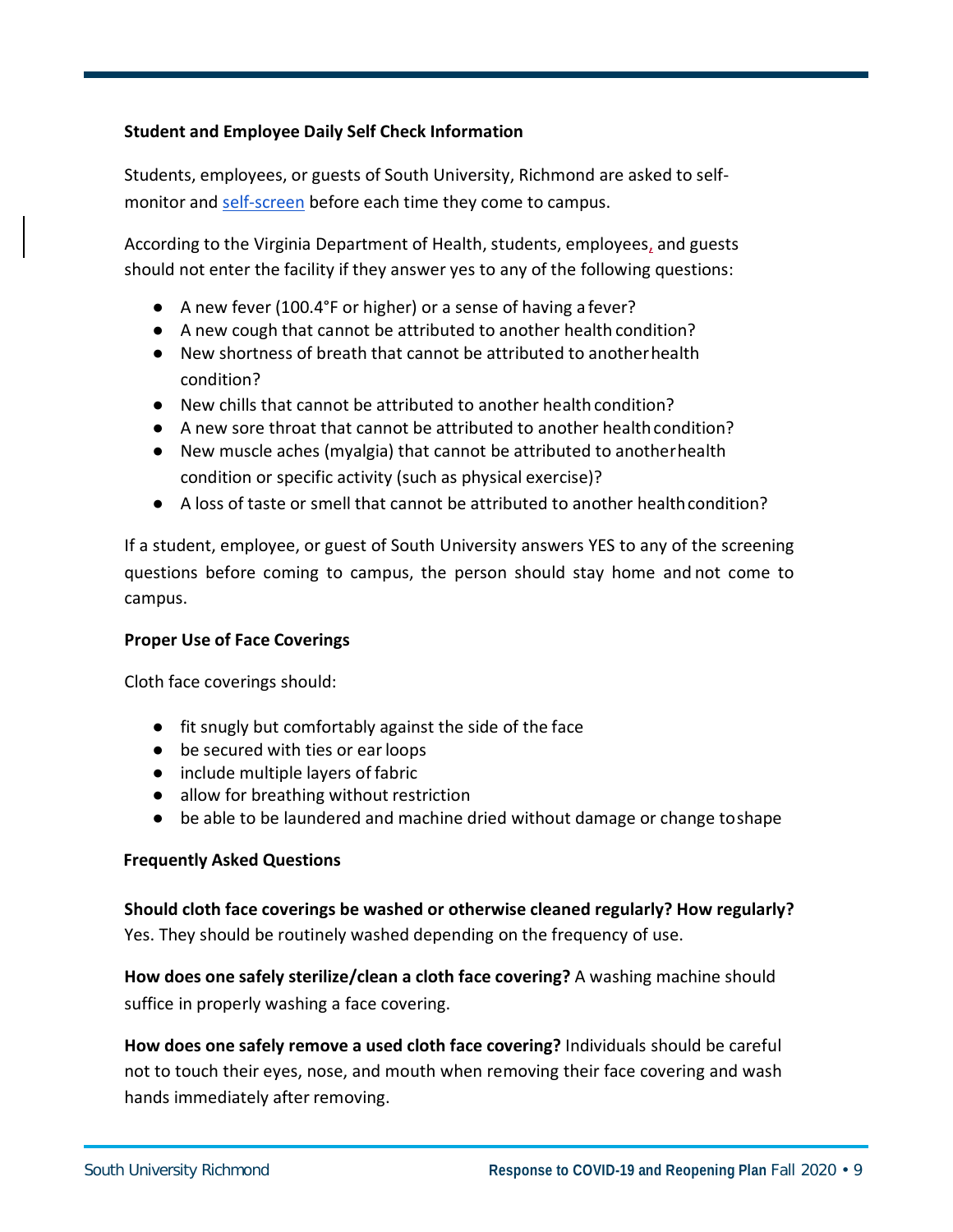**Student and Employee Daily Self Check Information**

Students, employees, or guests of South University, Richmond are asked to self-monitor and self-screen before each time they come to campus.

According to the Virginia Department of Health, students, employees, and guests should not enter the facility if they answer yes to any of the following questions:

- A new fever (100.4°F or higher) or a sense of having a fever?
- A new cough that cannot be attributed to another health condition?
- New shortness of breath that cannot be attributed to another health condition?
- New chills that cannot be attributed to another health condition?
- A new sore throat that cannot be attributed to another health condition?
- New muscle aches (myalgia) that cannot be attributed to another health condition or specific activity (such as physical exercise)?
- A loss of taste or smell that cannot be attributed to another health condition?

If a student, employee, or guest of South University answers YES to any of the screening questions before coming to campus, the person should stay home and not come to campus.

**Proper Use of Face Coverings**

Cloth face coverings should:

- fit snugly but comfortably against the side of the face
- be secured with ties or ear loops
- include multiple layers of fabric
- allow for breathing without restriction
- be able to be laundered and machine dried without damage or change to shape

**Frequently Asked Questions**

**Should cloth face coverings be washed or otherwise cleaned regularly? How regularly?** Yes. They should be routinely washed depending on the frequency of use.

**How does one safely sterilize/clean a cloth face covering?** A washing machine should suffice in properly washing a face covering.

**How does one safely remove a used cloth face covering?** Individuals should be careful not to touch their eyes, nose, and mouth when removing their face covering and wash hands immediately after removing.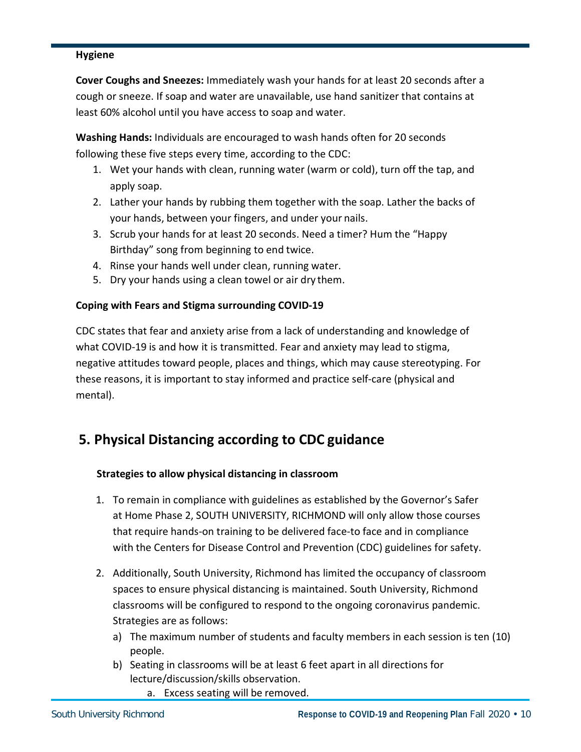**Hygiene**

**Cover Coughs and Sneezes:** Immediately wash your hands for at least 20 seconds after a cough or sneeze. If soap and water are unavailable, use hand sanitizer that contains at least 60% alcohol until you have access to soap and water.

**Washing Hands:** Individuals are encouraged to wash hands often for 20 seconds following these five steps every time, according to the CDC:

1. Wet your hands with clean, running water (warm or cold), turn off the tap, and apply soap.
2. Lather your hands by rubbing them together with the soap. Lather the backs of your hands, between your fingers, and under your nails.
3. Scrub your hands for at least 20 seconds. Need a timer? Hum the "Happy Birthday" song from beginning to end twice.
4. Rinse your hands well under clean, running water.
5. Dry your hands using a clean towel or air dry them.

**Coping with Fears and Stigma surrounding COVID-19**

CDC states that fear and anxiety arise from a lack of understanding and knowledge of what COVID-19 is and how it is transmitted. Fear and anxiety may lead to stigma, negative attitudes toward people, places and things, which may cause stereotyping. For these reasons, it is important to stay informed and practice self-care (physical and mental).

## 5. Physical Distancing according to CDC guidance

**Strategies to allow physical distancing in classroom**

1. To remain in compliance with guidelines as established by the Governor's Safer at Home Phase 2, SOUTH UNIVERSITY, RICHMOND will only allow those courses that require hands-on training to be delivered face-to face and in compliance with the Centers for Disease Control and Prevention (CDC) guidelines for safety.

2. Additionally, South University, Richmond has limited the occupancy of classroom spaces to ensure physical distancing is maintained. South University, Richmond classrooms will be configured to respond to the ongoing coronavirus pandemic. Strategies are as follows:
   a) The maximum number of students and faculty members in each session is ten (10) people.
   b) Seating in classrooms will be at least 6 feet apart in all directions for lecture/discussion/skills observation.
      a. Excess seating will be removed.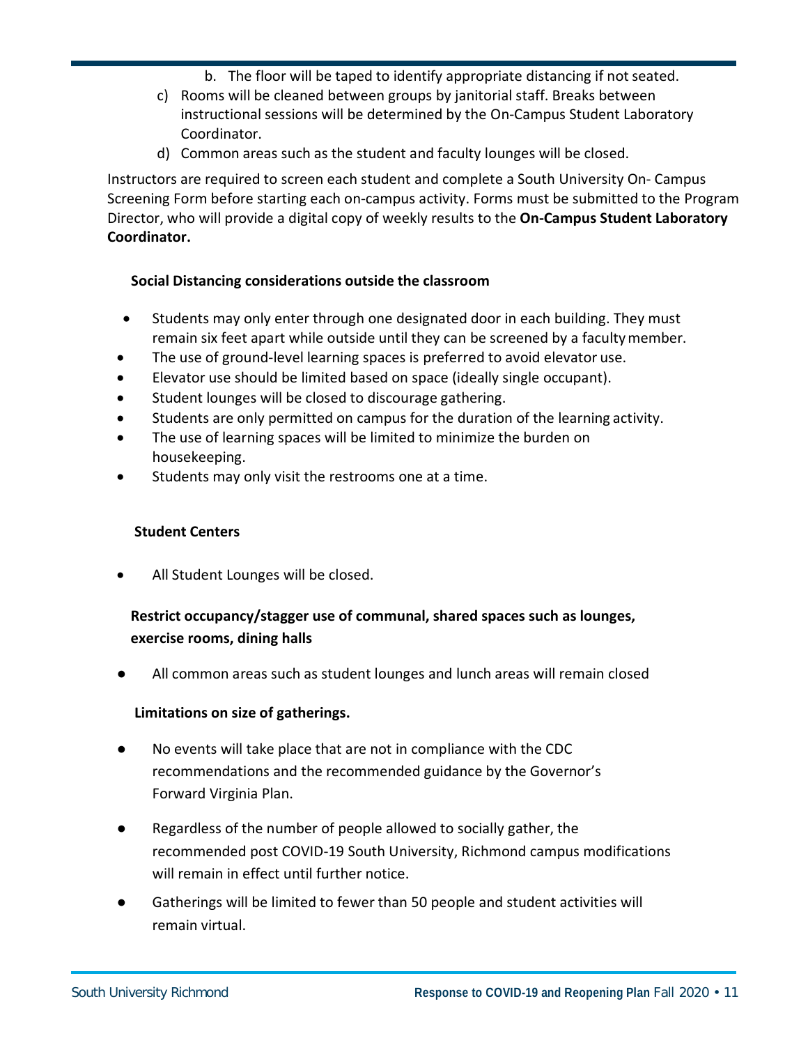b. The floor will be taped to identify appropriate distancing if not seated.

c) Rooms will be cleaned between groups by janitorial staff. Breaks between instructional sessions will be determined by the On-Campus Student Laboratory Coordinator.

d) Common areas such as the student and faculty lounges will be closed.

Instructors are required to screen each student and complete a South University On- Campus Screening Form before starting each on-campus activity. Forms must be submitted to the Program Director, who will provide a digital copy of weekly results to the **On-Campus Student Laboratory Coordinator.**

**Social Distancing considerations outside the classroom**

- Students may only enter through one designated door in each building. They must remain six feet apart while outside until they can be screened by a faculty member.
- The use of ground-level learning spaces is preferred to avoid elevator use.
- Elevator use should be limited based on space (ideally single occupant).
- Student lounges will be closed to discourage gathering.
- Students are only permitted on campus for the duration of the learning activity.
- The use of learning spaces will be limited to minimize the burden on housekeeping.
- Students may only visit the restrooms one at a time.

**Student Centers**

- All Student Lounges will be closed.

**Restrict occupancy/stagger use of communal, shared spaces such as lounges, exercise rooms, dining halls**

- All common areas such as student lounges and lunch areas will remain closed

**Limitations on size of gatherings.**

- No events will take place that are not in compliance with the CDC recommendations and the recommended guidance by the Governor's Forward Virginia Plan.
- Regardless of the number of people allowed to socially gather, the recommended post COVID-19 South University, Richmond campus modifications will remain in effect until further notice.
- Gatherings will be limited to fewer than 50 people and student activities will remain virtual.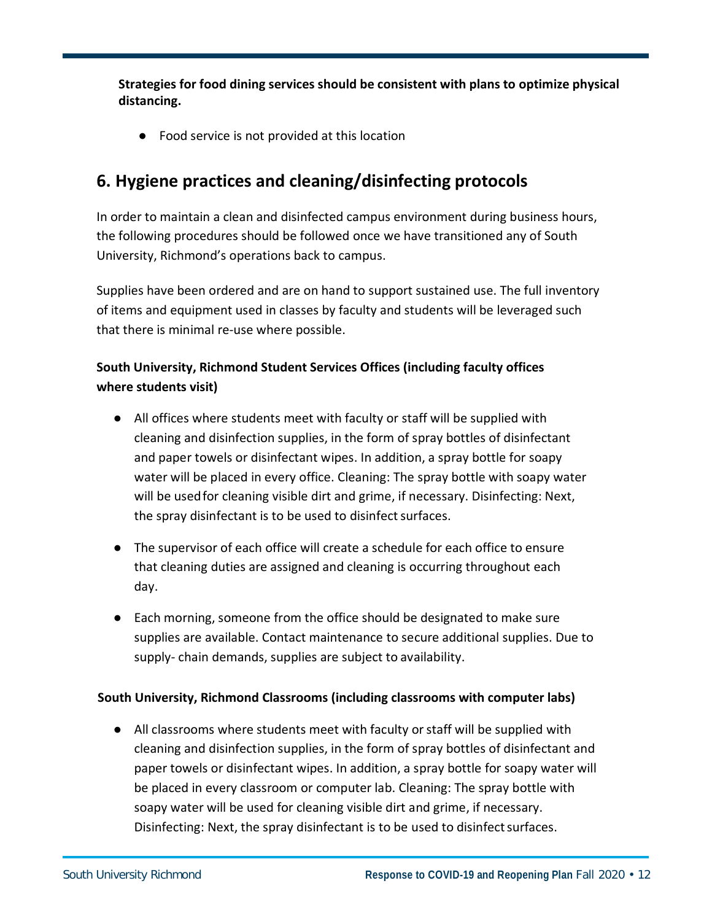**Strategies for food dining services should be consistent with plans to optimize physical distancing.**

- Food service is not provided at this location

## 6. Hygiene practices and cleaning/disinfecting protocols

In order to maintain a clean and disinfected campus environment during business hours, the following procedures should be followed once we have transitioned any of South University, Richmond's operations back to campus.

Supplies have been ordered and are on hand to support sustained use. The full inventory of items and equipment used in classes by faculty and students will be leveraged such that there is minimal re-use where possible.

**South University, Richmond Student Services Offices (including faculty offices where students visit)**

- All offices where students meet with faculty or staff will be supplied with cleaning and disinfection supplies, in the form of spray bottles of disinfectant and paper towels or disinfectant wipes. In addition, a spray bottle for soapy water will be placed in every office. Cleaning: The spray bottle with soapy water will be used for cleaning visible dirt and grime, if necessary. Disinfecting: Next, the spray disinfectant is to be used to disinfect surfaces.

- The supervisor of each office will create a schedule for each office to ensure that cleaning duties are assigned and cleaning is occurring throughout each day.

- Each morning, someone from the office should be designated to make sure supplies are available. Contact maintenance to secure additional supplies. Due to supply- chain demands, supplies are subject to availability.

**South University, Richmond Classrooms (including classrooms with computer labs)**

- All classrooms where students meet with faculty or staff will be supplied with cleaning and disinfection supplies, in the form of spray bottles of disinfectant and paper towels or disinfectant wipes. In addition, a spray bottle for soapy water will be placed in every classroom or computer lab. Cleaning: The spray bottle with soapy water will be used for cleaning visible dirt and grime, if necessary. Disinfecting: Next, the spray disinfectant is to be used to disinfect surfaces.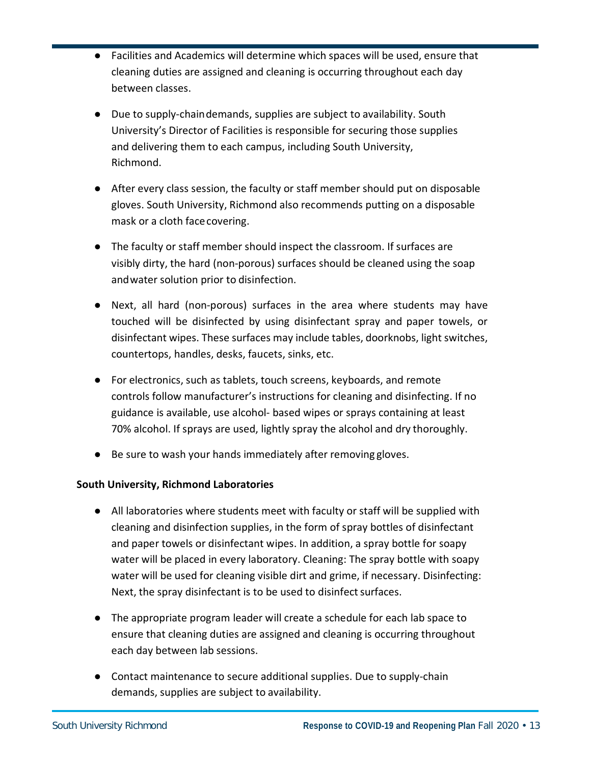- Facilities and Academics will determine which spaces will be used, ensure that cleaning duties are assigned and cleaning is occurring throughout each day between classes.

- Due to supply-chain demands, supplies are subject to availability. South University's Director of Facilities is responsible for securing those supplies and delivering them to each campus, including South University, Richmond.

- After every class session, the faculty or staff member should put on disposable gloves. South University, Richmond also recommends putting on a disposable mask or a cloth face covering.

- The faculty or staff member should inspect the classroom. If surfaces are visibly dirty, the hard (non-porous) surfaces should be cleaned using the soap and water solution prior to disinfection.

- Next, all hard (non-porous) surfaces in the area where students may have touched will be disinfected by using disinfectant spray and paper towels, or disinfectant wipes. These surfaces may include tables, doorknobs, light switches, countertops, handles, desks, faucets, sinks, etc.

- For electronics, such as tablets, touch screens, keyboards, and remote controls follow manufacturer's instructions for cleaning and disinfecting. If no guidance is available, use alcohol- based wipes or sprays containing at least 70% alcohol. If sprays are used, lightly spray the alcohol and dry thoroughly.

- Be sure to wash your hands immediately after removing gloves.

**South University, Richmond Laboratories**

- All laboratories where students meet with faculty or staff will be supplied with cleaning and disinfection supplies, in the form of spray bottles of disinfectant and paper towels or disinfectant wipes. In addition, a spray bottle for soapy water will be placed in every laboratory. Cleaning: The spray bottle with soapy water will be used for cleaning visible dirt and grime, if necessary. Disinfecting: Next, the spray disinfectant is to be used to disinfect surfaces.

- The appropriate program leader will create a schedule for each lab space to ensure that cleaning duties are assigned and cleaning is occurring throughout each day between lab sessions.

- Contact maintenance to secure additional supplies. Due to supply-chain demands, supplies are subject to availability.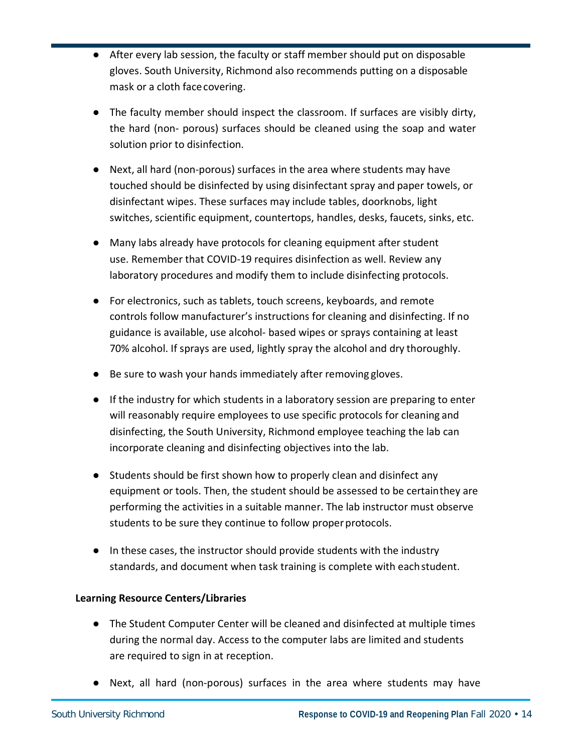- After every lab session, the faculty or staff member should put on disposable gloves. South University, Richmond also recommends putting on a disposable mask or a cloth face covering.
- The faculty member should inspect the classroom. If surfaces are visibly dirty, the hard (non- porous) surfaces should be cleaned using the soap and water solution prior to disinfection.
- Next, all hard (non-porous) surfaces in the area where students may have touched should be disinfected by using disinfectant spray and paper towels, or disinfectant wipes. These surfaces may include tables, doorknobs, light switches, scientific equipment, countertops, handles, desks, faucets, sinks, etc.
- Many labs already have protocols for cleaning equipment after student use. Remember that COVID-19 requires disinfection as well. Review any laboratory procedures and modify them to include disinfecting protocols.
- For electronics, such as tablets, touch screens, keyboards, and remote controls follow manufacturer's instructions for cleaning and disinfecting. If no guidance is available, use alcohol- based wipes or sprays containing at least 70% alcohol. If sprays are used, lightly spray the alcohol and dry thoroughly.
- Be sure to wash your hands immediately after removing gloves.
- If the industry for which students in a laboratory session are preparing to enter will reasonably require employees to use specific protocols for cleaning and disinfecting, the South University, Richmond employee teaching the lab can incorporate cleaning and disinfecting objectives into the lab.
- Students should be first shown how to properly clean and disinfect any equipment or tools. Then, the student should be assessed to be certain they are performing the activities in a suitable manner. The lab instructor must observe students to be sure they continue to follow proper protocols.
- In these cases, the instructor should provide students with the industry standards, and document when task training is complete with each student.

**Learning Resource Centers/Libraries**

- The Student Computer Center will be cleaned and disinfected at multiple times during the normal day. Access to the computer labs are limited and students are required to sign in at reception.
- Next, all hard (non-porous) surfaces in the area where students may have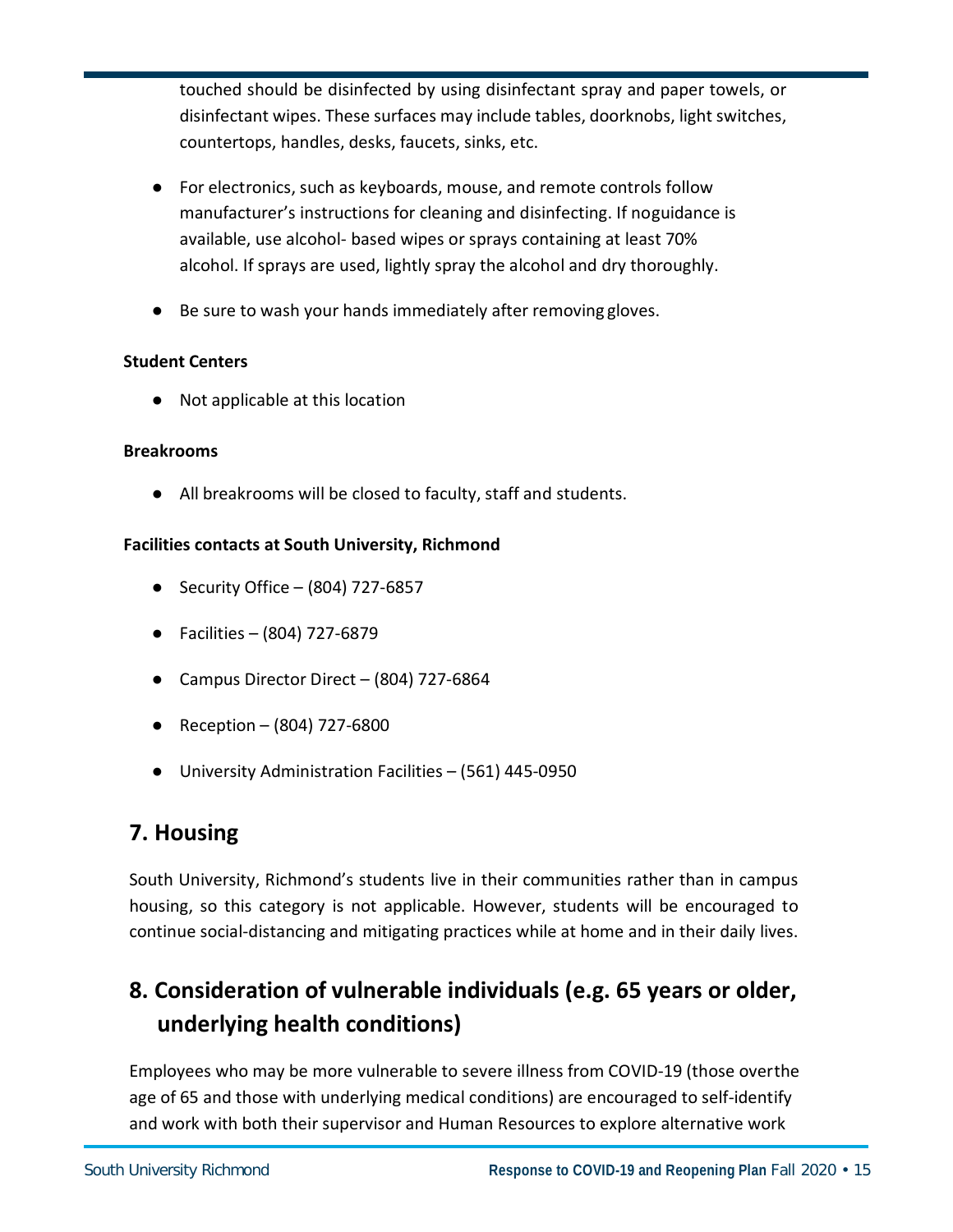touched should be disinfected by using disinfectant spray and paper towels, or disinfectant wipes. These surfaces may include tables, doorknobs, light switches, countertops, handles, desks, faucets, sinks, etc.

- For electronics, such as keyboards, mouse, and remote controls follow manufacturer's instructions for cleaning and disinfecting. If noguidance is available, use alcohol- based wipes or sprays containing at least 70% alcohol. If sprays are used, lightly spray the alcohol and dry thoroughly.
- Be sure to wash your hands immediately after removing gloves.

**Student Centers**

- Not applicable at this location

**Breakrooms**

- All breakrooms will be closed to faculty, staff and students.

**Facilities contacts at South University, Richmond**

- Security Office – (804) 727-6857
- Facilities – (804) 727-6879
- Campus Director Direct – (804) 727-6864
- Reception – (804) 727-6800
- University Administration Facilities – (561) 445-0950

## 7. Housing

South University, Richmond's students live in their communities rather than in campus housing, so this category is not applicable. However, students will be encouraged to continue social-distancing and mitigating practices while at home and in their daily lives.

## 8. Consideration of vulnerable individuals (e.g. 65 years or older, underlying health conditions)

Employees who may be more vulnerable to severe illness from COVID-19 (those overthe age of 65 and those with underlying medical conditions) are encouraged to self-identify and work with both their supervisor and Human Resources to explore alternative work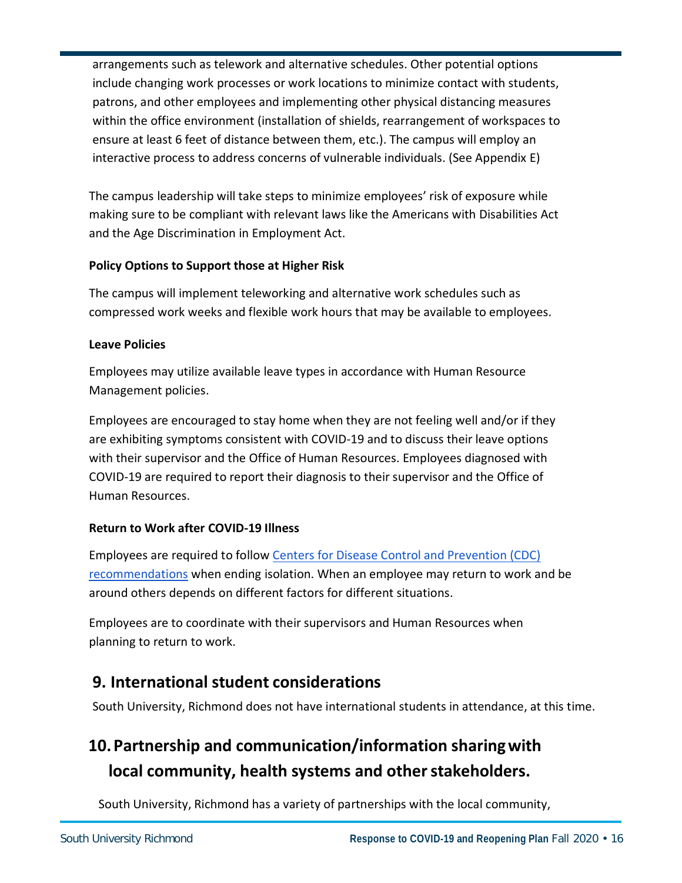arrangements such as telework and alternative schedules. Other potential options include changing work processes or work locations to minimize contact with students, patrons, and other employees and implementing other physical distancing measures within the office environment (installation of shields, rearrangement of workspaces to ensure at least 6 feet of distance between them, etc.). The campus will employ an interactive process to address concerns of vulnerable individuals. (See Appendix E)

The campus leadership will take steps to minimize employees' risk of exposure while making sure to be compliant with relevant laws like the Americans with Disabilities Act and the Age Discrimination in Employment Act.

**Policy Options to Support those at Higher Risk**

The campus will implement teleworking and alternative work schedules such as compressed work weeks and flexible work hours that may be available to employees.

**Leave Policies**

Employees may utilize available leave types in accordance with Human Resource Management policies.

Employees are encouraged to stay home when they are not feeling well and/or if they are exhibiting symptoms consistent with COVID-19 and to discuss their leave options with their supervisor and the Office of Human Resources. Employees diagnosed with COVID-19 are required to report their diagnosis to their supervisor and the Office of Human Resources.

**Return to Work after COVID-19 Illness**

Employees are required to follow [Centers for Disease Control and Prevention (CDC) recommendations]() when ending isolation. When an employee may return to work and be around others depends on different factors for different situations.

Employees are to coordinate with their supervisors and Human Resources when planning to return to work.

## 9. International student considerations

South University, Richmond does not have international students in attendance, at this time.

## 10. Partnership and communication/information sharing with local community, health systems and other stakeholders.

South University, Richmond has a variety of partnerships with the local community,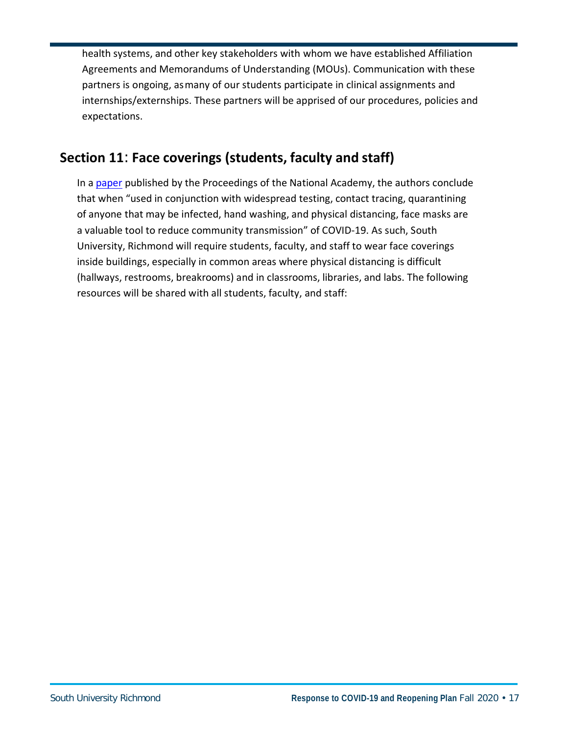health systems, and other key stakeholders with whom we have established Affiliation Agreements and Memorandums of Understanding (MOUs). Communication with these partners is ongoing, as many of our students participate in clinical assignments and internships/externships. These partners will be apprised of our procedures, policies and expectations.

## Section 11: Face coverings (students, faculty and staff)

In a paper published by the Proceedings of the National Academy, the authors conclude that when "used in conjunction with widespread testing, contact tracing, quarantining of anyone that may be infected, hand washing, and physical distancing, face masks are a valuable tool to reduce community transmission" of COVID-19. As such, South University, Richmond will require students, faculty, and staff to wear face coverings inside buildings, especially in common areas where physical distancing is difficult (hallways, restrooms, breakrooms) and in classrooms, libraries, and labs. The following resources will be shared with all students, faculty, and staff: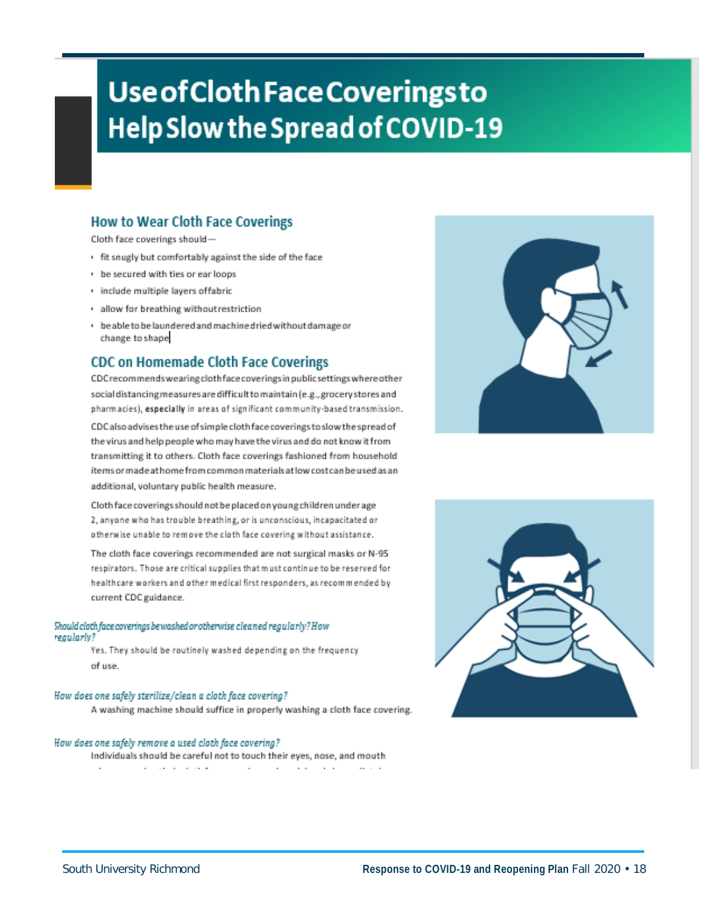# Use of Cloth Face Coverings to Help Slow the Spread of COVID-19

## How to Wear Cloth Face Coverings

Cloth face coverings should—

- fit snugly but comfortably against the side of the face
- be secured with ties or ear loops
- include multiple layers of fabric
- allow for breathing without restriction
- be able to be laundered and machine dried without damage or change to shape

## CDC on Homemade Cloth Face Coverings

CDC recommends wearing cloth face coverings in public settings where other social distancing measures are difficult to maintain (e.g., grocery stores and pharmacies), **especially** in areas of significant community-based transmission.

CDC also advises the use of simple cloth face coverings to slow the spread of the virus and help people who may have the virus and do not know it from transmitting it to others. Cloth face coverings fashioned from household items or made at home from common materials at low cost can be used as an additional, voluntary public health measure.

Cloth face coverings should not be placed on young children under age 2, anyone who has trouble breathing, or is unconscious, incapacitated or otherwise unable to remove the cloth face covering without assistance.

The cloth face coverings recommended are not surgical masks or N-95 respirators. Those are critical supplies that must continue to be reserved for healthcare workers and other medical first responders, as recommended by current CDC guidance.

*Should cloth face coverings be washed or otherwise cleaned regularly? How regularly?*

Yes. They should be routinely washed depending on the frequency of use.

*How does one safely sterilize/clean a cloth face covering?*

A washing machine should suffice in properly washing a cloth face covering.

*How does one safely remove a used cloth face covering?*

Individuals should be careful not to touch their eyes, nose, and mouth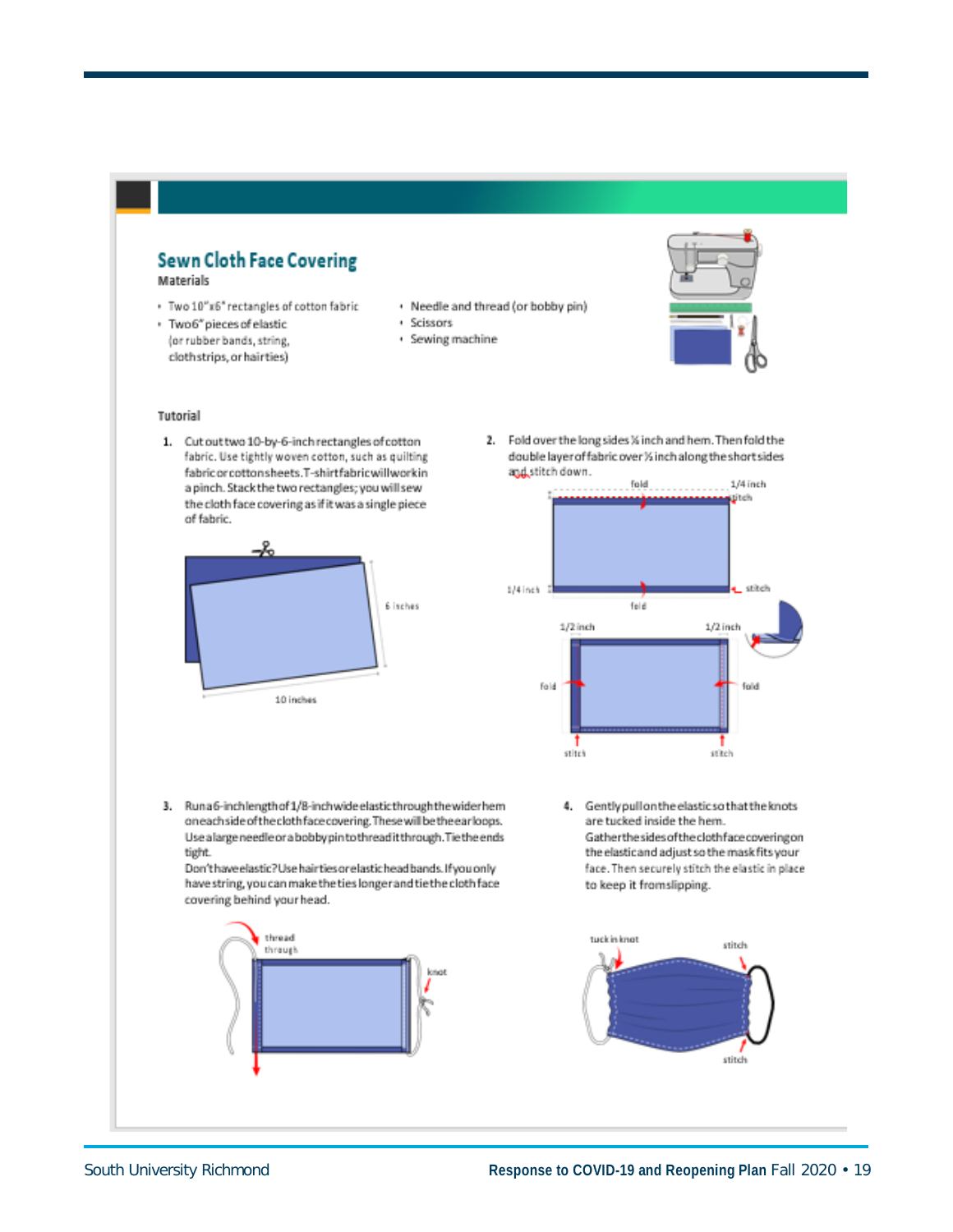## Sewn Cloth Face Covering

### Materials

- Two 10"x6" rectangles of cotton fabric
- Two 6" pieces of elastic (or rubber bands, string, cloth strips, or hair ties)
- Needle and thread (or bobby pin)
- Scissors
- Sewing machine

### Tutorial

1. Cut out two 10-by-6-inch rectangles of cotton fabric. Use tightly woven cotton, such as quilting fabric or cotton sheets. T-shirt fabric will work in a pinch. Stack the two rectangles; you will sew the cloth face covering as if it was a single piece of fabric.

2. Fold over the long sides ¼ inch and hem. Then fold the double layer of fabric over ½ inch along the short sides and stitch down.

3. Run a 6-inch length of 1/8-inch wide elastic through the wider hem on each side of the cloth face covering. These will be the ear loops. Use a large needle or a bobby pin to thread it through. Tie the ends tight.
   Don't have elastic? Use hair ties or elastic head bands. If you only have string, you can make the ties longer and tie the cloth face covering behind your head.

4. Gently pull on the elastic so that the knots are tucked inside the hem.
   Gather the sides of the cloth face covering on the elastic and adjust so the mask fits your face. Then securely stitch the elastic in place to keep it from slipping.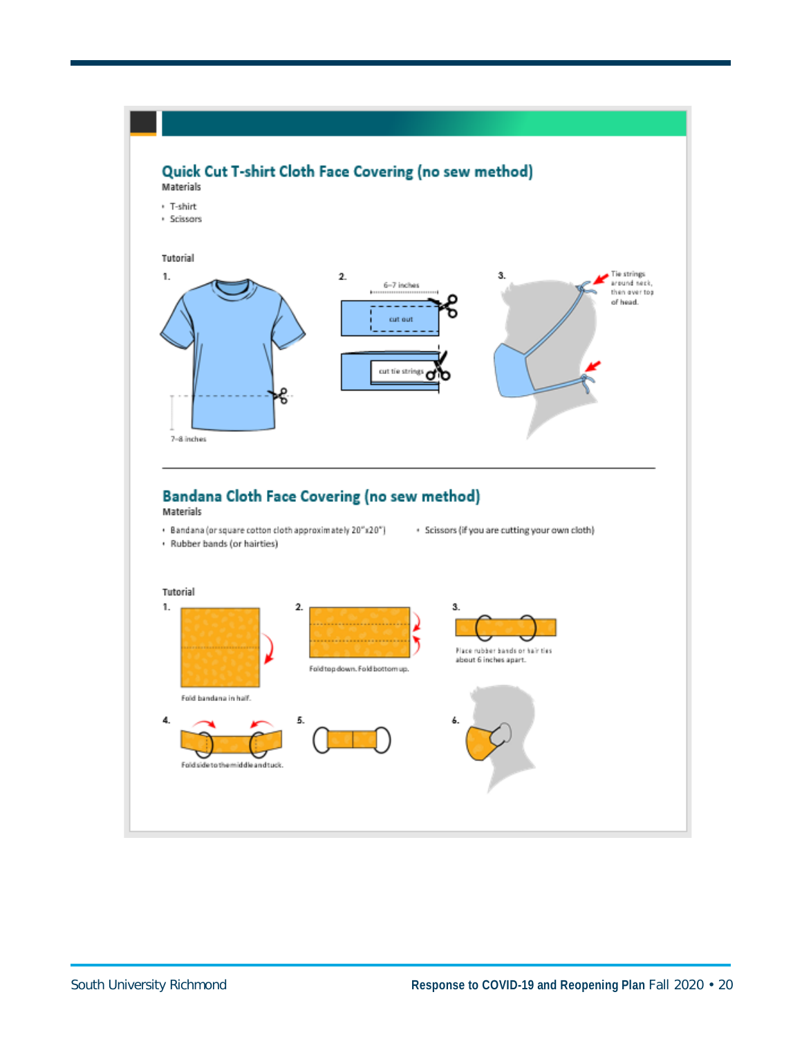## Quick Cut T-shirt Cloth Face Covering (no sew method)

**Materials**

- T-shirt
- Scissors

**Tutorial**

1\. 7–8 inches

2\. 6–7 inches — cut out — cut tie strings

3\. Tie strings around neck, then over top of head.

## Bandana Cloth Face Covering (no sew method)

**Materials**

- Bandana (or square cotton cloth approximately 20"x20")
- Rubber bands (or hairties)
- Scissors (if you are cutting your own cloth)

**Tutorial**

1\. Fold bandana in half.

2\. Fold top down. Fold bottom up.

3\. Place rubber bands or hair ties about 6 inches apart.

4\. Fold side to the middle and tuck.

5\.

6\.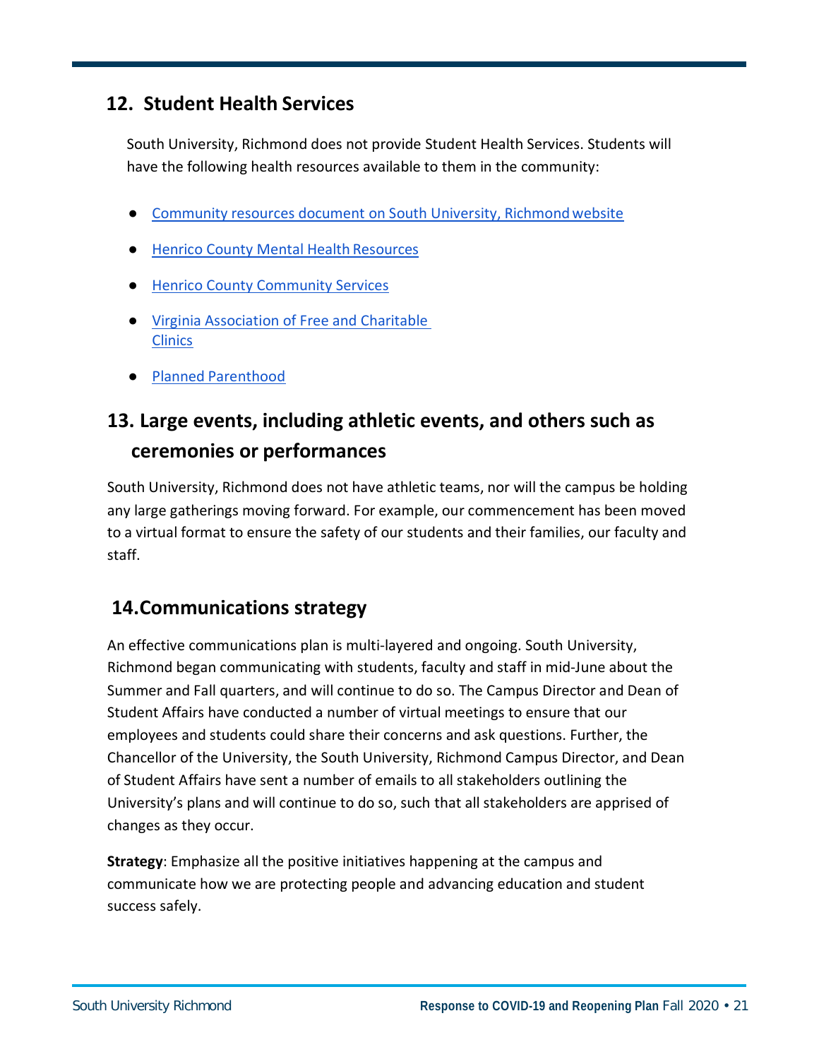## 12. Student Health Services

South University, Richmond does not provide Student Health Services. Students will have the following health resources available to them in the community:

- Community resources document on South University, Richmond website
- Henrico County Mental Health Resources
- Henrico County Community Services
- Virginia Association of Free and Charitable Clinics
- Planned Parenthood

## 13. Large events, including athletic events, and others such as ceremonies or performances

South University, Richmond does not have athletic teams, nor will the campus be holding any large gatherings moving forward. For example, our commencement has been moved to a virtual format to ensure the safety of our students and their families, our faculty and staff.

## 14. Communications strategy

An effective communications plan is multi-layered and ongoing. South University, Richmond began communicating with students, faculty and staff in mid-June about the Summer and Fall quarters, and will continue to do so. The Campus Director and Dean of Student Affairs have conducted a number of virtual meetings to ensure that our employees and students could share their concerns and ask questions. Further, the Chancellor of the University, the South University, Richmond Campus Director, and Dean of Student Affairs have sent a number of emails to all stakeholders outlining the University's plans and will continue to do so, such that all stakeholders are apprised of changes as they occur.

**Strategy**: Emphasize all the positive initiatives happening at the campus and communicate how we are protecting people and advancing education and student success safely.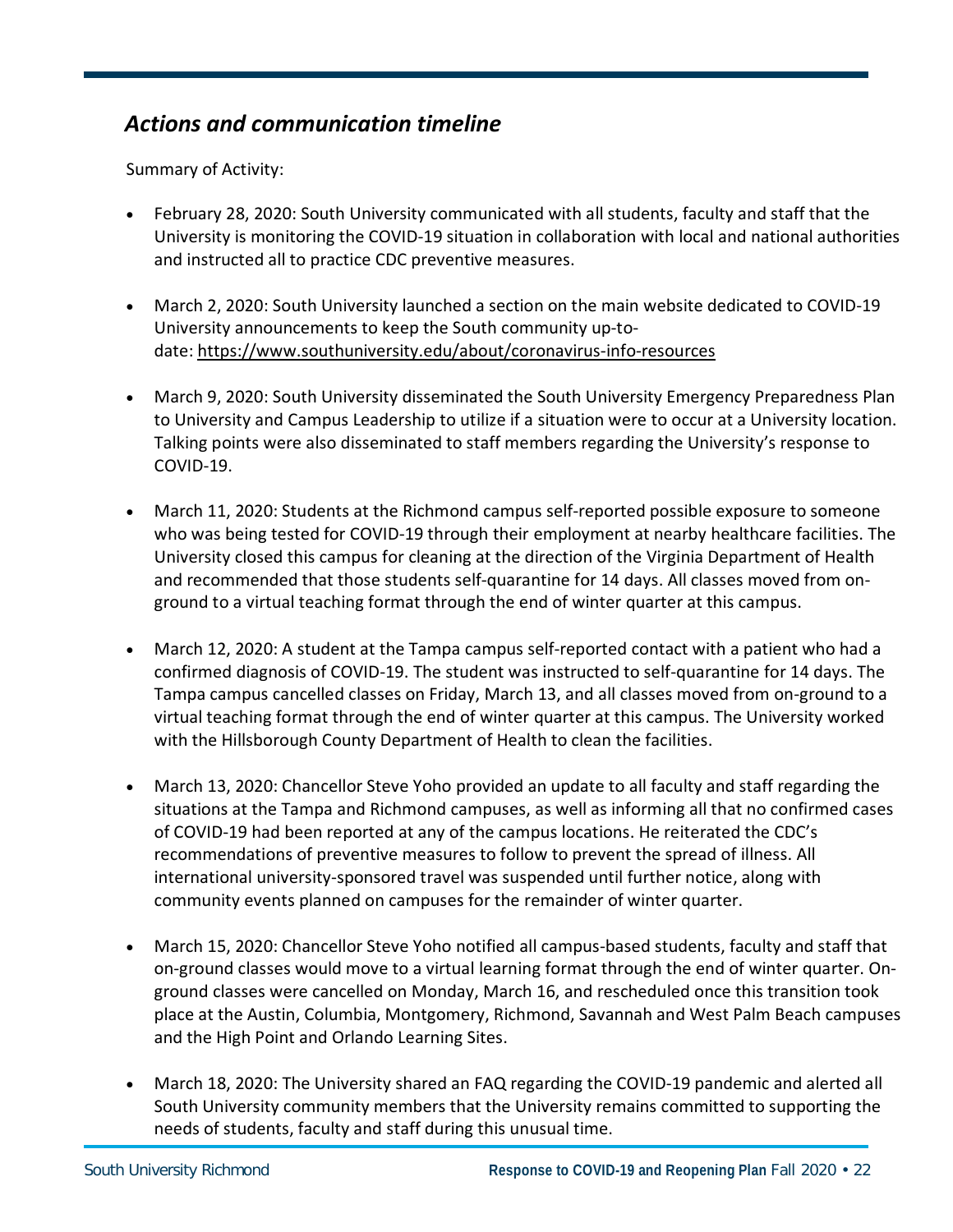## *Actions and communication timeline*

Summary of Activity:

- February 28, 2020: South University communicated with all students, faculty and staff that the University is monitoring the COVID-19 situation in collaboration with local and national authorities and instructed all to practice CDC preventive measures.

- March 2, 2020: South University launched a section on the main website dedicated to COVID-19 University announcements to keep the South community up-to-date: https://www.southuniversity.edu/about/coronavirus-info-resources

- March 9, 2020: South University disseminated the South University Emergency Preparedness Plan to University and Campus Leadership to utilize if a situation were to occur at a University location. Talking points were also disseminated to staff members regarding the University's response to COVID-19.

- March 11, 2020: Students at the Richmond campus self-reported possible exposure to someone who was being tested for COVID-19 through their employment at nearby healthcare facilities. The University closed this campus for cleaning at the direction of the Virginia Department of Health and recommended that those students self-quarantine for 14 days. All classes moved from on-ground to a virtual teaching format through the end of winter quarter at this campus.

- March 12, 2020: A student at the Tampa campus self-reported contact with a patient who had a confirmed diagnosis of COVID-19. The student was instructed to self-quarantine for 14 days. The Tampa campus cancelled classes on Friday, March 13, and all classes moved from on-ground to a virtual teaching format through the end of winter quarter at this campus. The University worked with the Hillsborough County Department of Health to clean the facilities.

- March 13, 2020: Chancellor Steve Yoho provided an update to all faculty and staff regarding the situations at the Tampa and Richmond campuses, as well as informing all that no confirmed cases of COVID-19 had been reported at any of the campus locations. He reiterated the CDC's recommendations of preventive measures to follow to prevent the spread of illness. All international university-sponsored travel was suspended until further notice, along with community events planned on campuses for the remainder of winter quarter.

- March 15, 2020: Chancellor Steve Yoho notified all campus-based students, faculty and staff that on-ground classes would move to a virtual learning format through the end of winter quarter. On-ground classes were cancelled on Monday, March 16, and rescheduled once this transition took place at the Austin, Columbia, Montgomery, Richmond, Savannah and West Palm Beach campuses and the High Point and Orlando Learning Sites.

- March 18, 2020: The University shared an FAQ regarding the COVID-19 pandemic and alerted all South University community members that the University remains committed to supporting the needs of students, faculty and staff during this unusual time.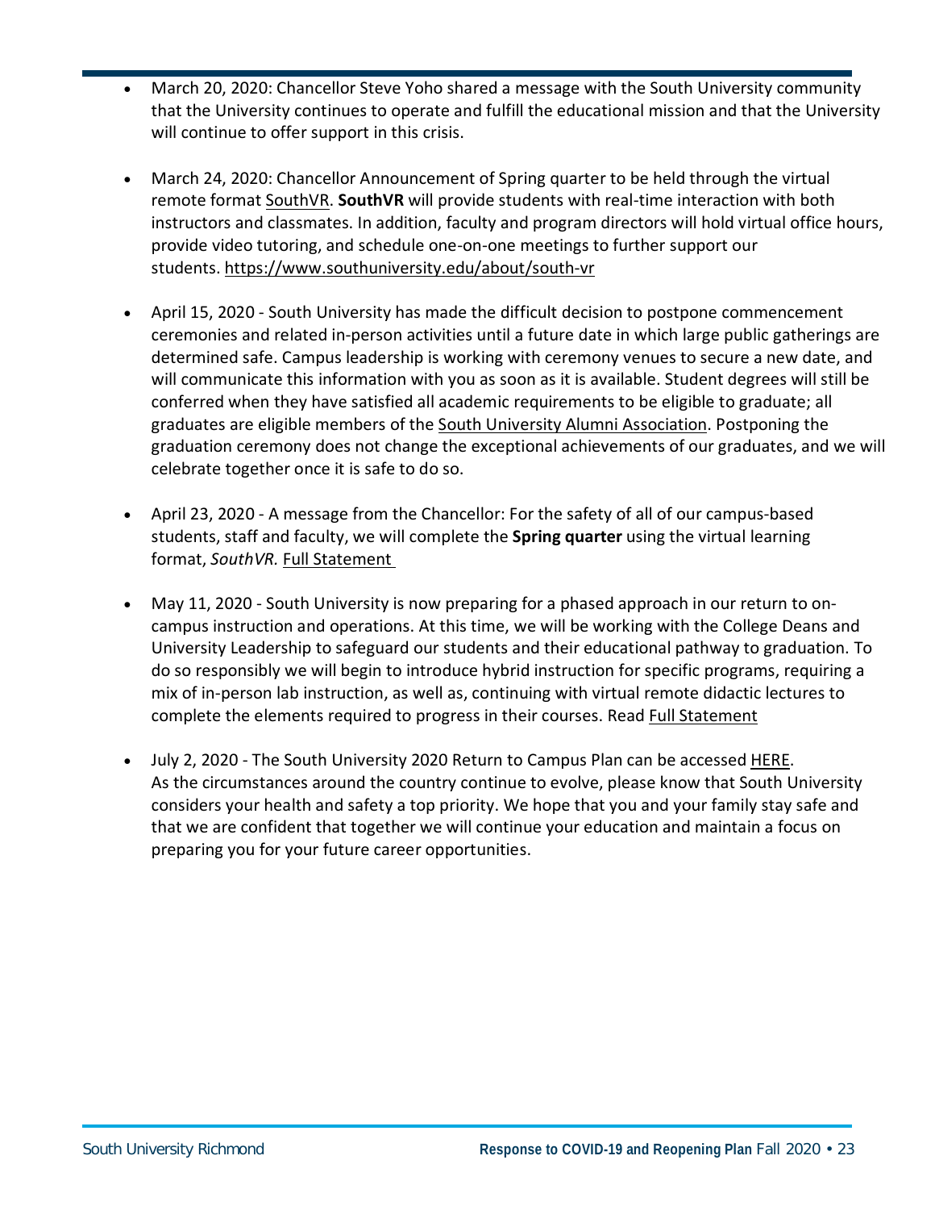- March 20, 2020: Chancellor Steve Yoho shared a message with the South University community that the University continues to operate and fulfill the educational mission and that the University will continue to offer support in this crisis.

- March 24, 2020: Chancellor Announcement of Spring quarter to be held through the virtual remote format SouthVR. **SouthVR** will provide students with real-time interaction with both instructors and classmates. In addition, faculty and program directors will hold virtual office hours, provide video tutoring, and schedule one-on-one meetings to further support our students. https://www.southuniversity.edu/about/south-vr

- April 15, 2020 - South University has made the difficult decision to postpone commencement ceremonies and related in-person activities until a future date in which large public gatherings are determined safe. Campus leadership is working with ceremony venues to secure a new date, and will communicate this information with you as soon as it is available. Student degrees will still be conferred when they have satisfied all academic requirements to be eligible to graduate; all graduates are eligible members of the South University Alumni Association. Postponing the graduation ceremony does not change the exceptional achievements of our graduates, and we will celebrate together once it is safe to do so.

- April 23, 2020 - A message from the Chancellor: For the safety of all of our campus-based students, staff and faculty, we will complete the **Spring quarter** using the virtual learning format, *SouthVR.* Full Statement

- May 11, 2020 - South University is now preparing for a phased approach in our return to on-campus instruction and operations. At this time, we will be working with the College Deans and University Leadership to safeguard our students and their educational pathway to graduation. To do so responsibly we will begin to introduce hybrid instruction for specific programs, requiring a mix of in-person lab instruction, as well as, continuing with virtual remote didactic lectures to complete the elements required to progress in their courses. Read Full Statement

- July 2, 2020 - The South University 2020 Return to Campus Plan can be accessed HERE. As the circumstances around the country continue to evolve, please know that South University considers your health and safety a top priority. We hope that you and your family stay safe and that we are confident that together we will continue your education and maintain a focus on preparing you for your future career opportunities.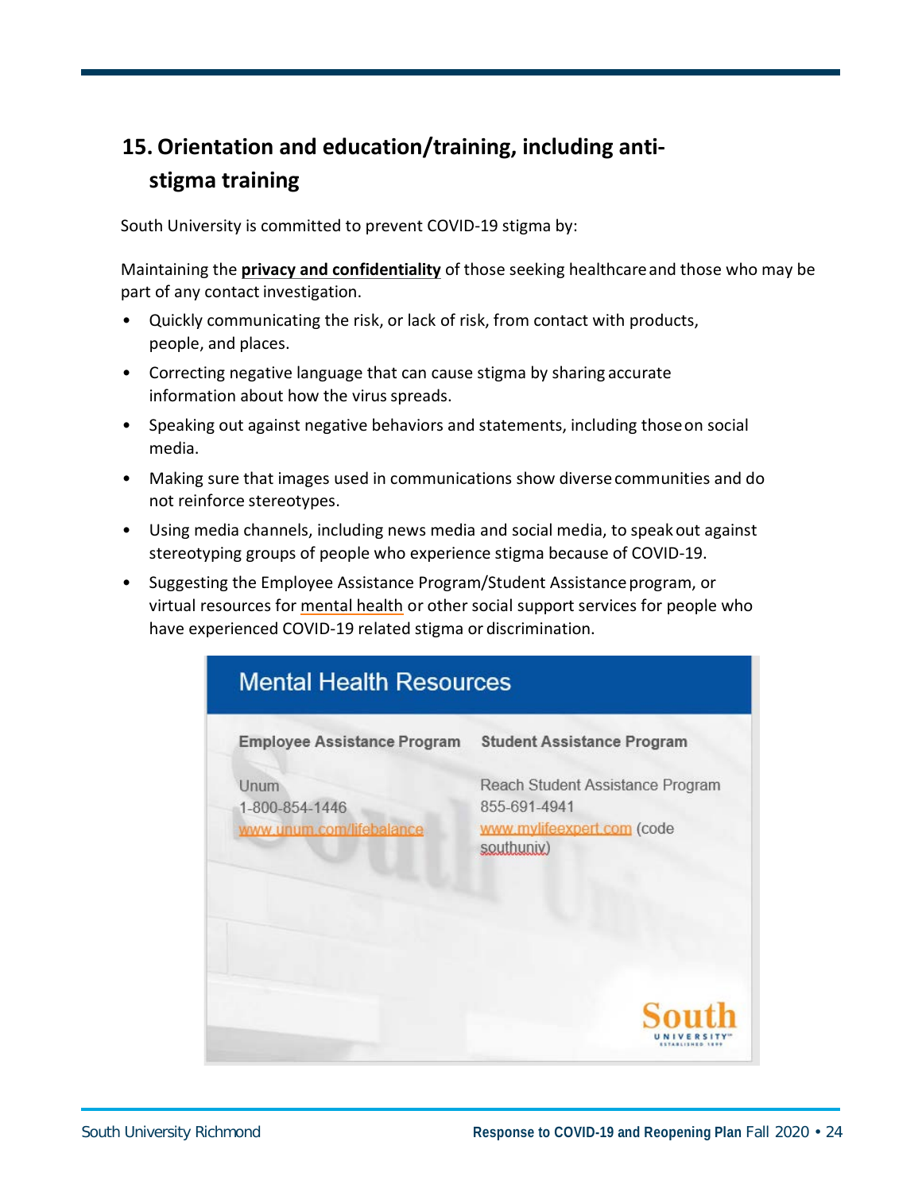## 15. Orientation and education/training, including anti-stigma training

South University is committed to prevent COVID-19 stigma by:

Maintaining the **privacy and confidentiality** of those seeking healthcare and those who may be part of any contact investigation.

- Quickly communicating the risk, or lack of risk, from contact with products, people, and places.
- Correcting negative language that can cause stigma by sharing accurate information about how the virus spreads.
- Speaking out against negative behaviors and statements, including those on social media.
- Making sure that images used in communications show diverse communities and do not reinforce stereotypes.
- Using media channels, including news media and social media, to speak out against stereotyping groups of people who experience stigma because of COVID-19.
- Suggesting the Employee Assistance Program/Student Assistance program, or virtual resources for mental health or other social support services for people who have experienced COVID-19 related stigma or discrimination.

### Mental Health Resources

| Employee Assistance Program | Student Assistance Program |
| --- | --- |
| Unum | Reach Student Assistance Program |
| 1-800-854-1446 | 855-691-4941 |
| www.unum.com/lifebalance | www.mylifeexpert.com (code southuniv) |

South University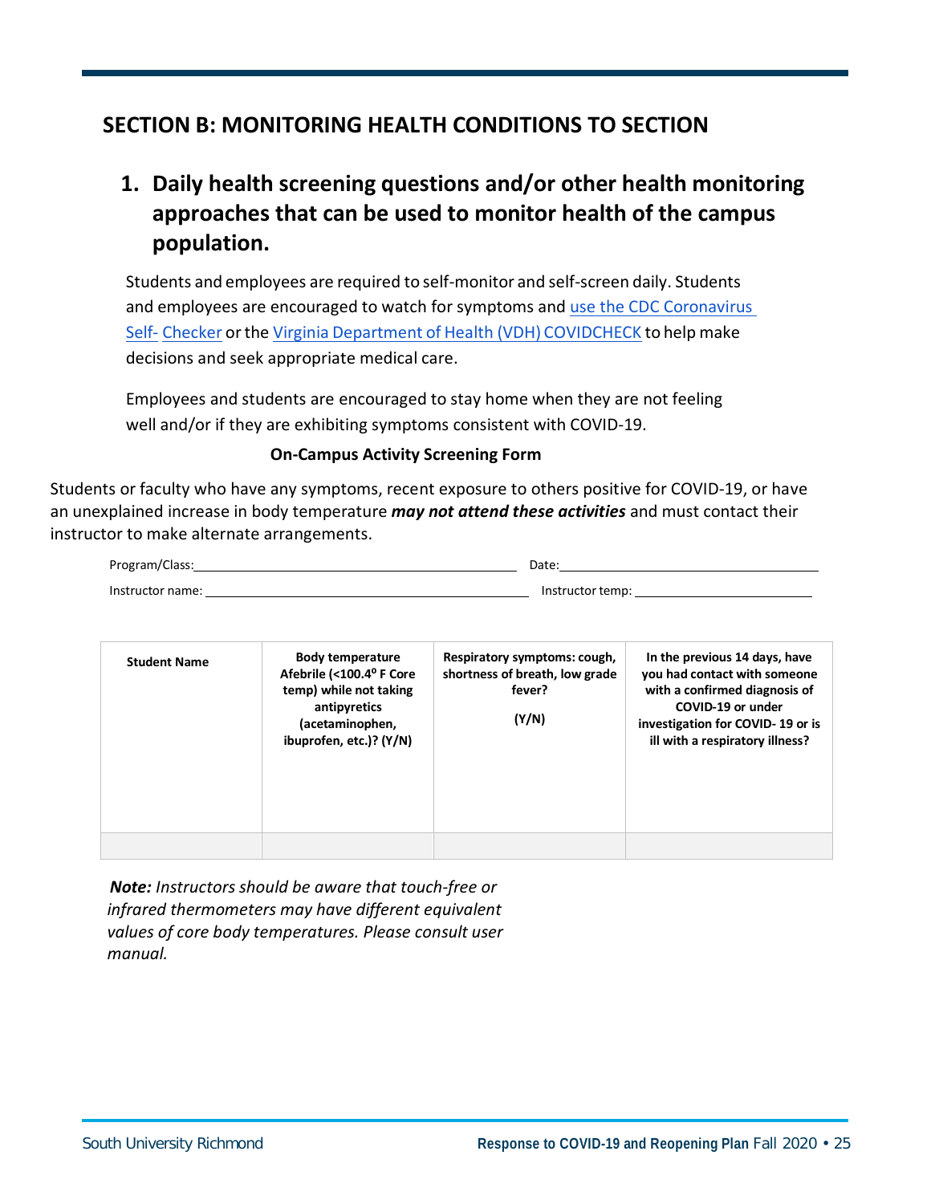## SECTION B: MONITORING HEALTH CONDITIONS TO SECTION

### 1. Daily health screening questions and/or other health monitoring approaches that can be used to monitor health of the campus population.

Students and employees are required to self-monitor and self-screen daily. Students and employees are encouraged to watch for symptoms and use the CDC Coronavirus Self- Checker or the Virginia Department of Health (VDH) COVIDCHECK to help make decisions and seek appropriate medical care.

Employees and students are encouraged to stay home when they are not feeling well and/or if they are exhibiting symptoms consistent with COVID-19.

**On-Campus Activity Screening Form**

Students or faculty who have any symptoms, recent exposure to others positive for COVID-19, or have an unexplained increase in body temperature ***may not attend these activities*** and must contact their instructor to make alternate arrangements.

Program/Class:\_\_\_\_\_\_\_\_\_\_\_\_\_\_\_\_\_\_\_\_ Date:\_\_\_\_\_\_\_\_\_\_\_\_\_\_\_\_\_\_\_\_

Instructor name: \_\_\_\_\_\_\_\_\_\_\_\_\_\_\_\_\_\_\_\_ Instructor temp: \_\_\_\_\_\_\_\_\_\_\_\_\_\_\_\_\_\_\_\_

| Student Name | Body temperature Afebrile (<100.4$^{o}$ F Core temp) while not taking antipyretics (acetaminophen, ibuprofen, etc.)? (Y/N) | Respiratory symptoms: cough, shortness of breath, low grade fever? (Y/N) | In the previous 14 days, have you had contact with someone with a confirmed diagnosis of COVID-19 or under investigation for COVID- 19 or is ill with a respiratory illness? |
|---|---|---|---|
| | | | |

***Note:*** *Instructors should be aware that touch-free or infrared thermometers may have different equivalent values of core body temperatures. Please consult user manual.*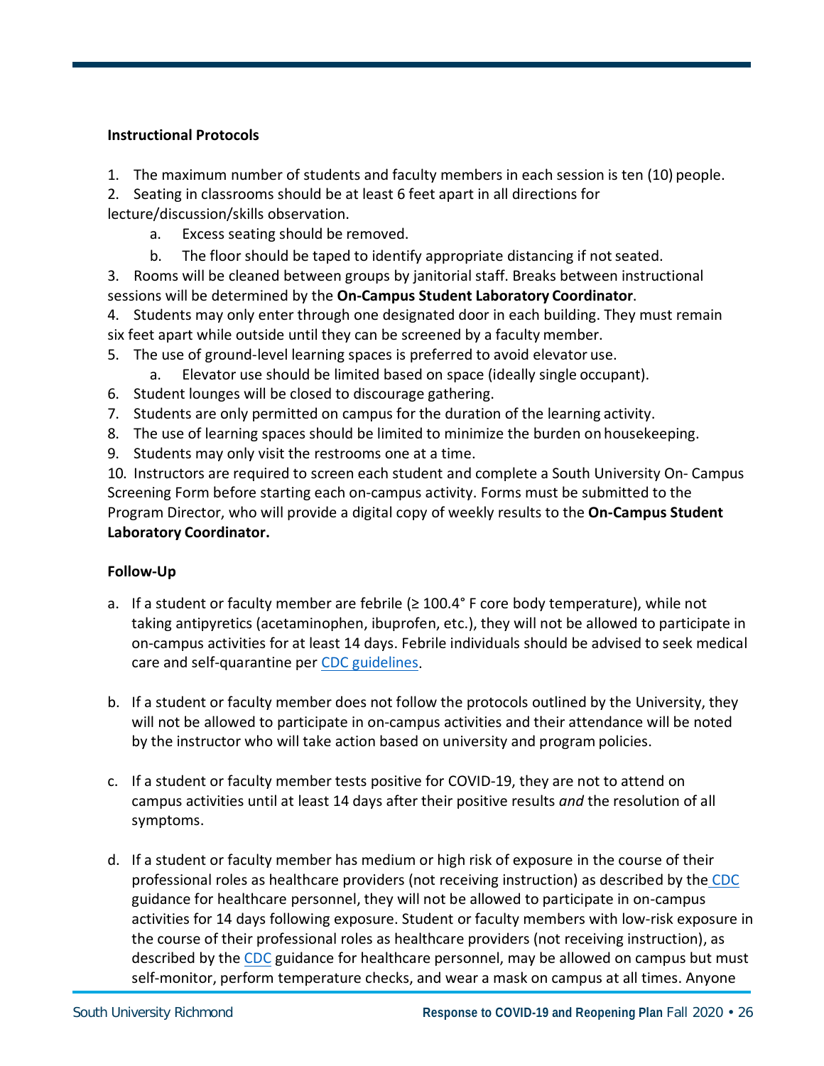**Instructional Protocols**

1. The maximum number of students and faculty members in each session is ten (10) people.
2. Seating in classrooms should be at least 6 feet apart in all directions for lecture/discussion/skills observation.
    a. Excess seating should be removed.
    b. The floor should be taped to identify appropriate distancing if not seated.
3. Rooms will be cleaned between groups by janitorial staff. Breaks between instructional sessions will be determined by the **On-Campus Student Laboratory Coordinator**.
4. Students may only enter through one designated door in each building. They must remain six feet apart while outside until they can be screened by a faculty member.
5. The use of ground-level learning spaces is preferred to avoid elevator use.
    a. Elevator use should be limited based on space (ideally single occupant).
6. Student lounges will be closed to discourage gathering.
7. Students are only permitted on campus for the duration of the learning activity.
8. The use of learning spaces should be limited to minimize the burden on housekeeping.
9. Students may only visit the restrooms one at a time.
10. Instructors are required to screen each student and complete a South University On- Campus Screening Form before starting each on-campus activity. Forms must be submitted to the Program Director, who will provide a digital copy of weekly results to the **On-Campus Student Laboratory Coordinator.**

**Follow-Up**

a. If a student or faculty member are febrile (≥ 100.4° F core body temperature), while not taking antipyretics (acetaminophen, ibuprofen, etc.), they will not be allowed to participate in on-campus activities for at least 14 days. Febrile individuals should be advised to seek medical care and self-quarantine per CDC guidelines.

b. If a student or faculty member does not follow the protocols outlined by the University, they will not be allowed to participate in on-campus activities and their attendance will be noted by the instructor who will take action based on university and program policies.

c. If a student or faculty member tests positive for COVID-19, they are not to attend on campus activities until at least 14 days after their positive results *and* the resolution of all symptoms.

d. If a student or faculty member has medium or high risk of exposure in the course of their professional roles as healthcare providers (not receiving instruction) as described by the CDC guidance for healthcare personnel, they will not be allowed to participate in on-campus activities for 14 days following exposure. Student or faculty members with low-risk exposure in the course of their professional roles as healthcare providers (not receiving instruction), as described by the CDC guidance for healthcare personnel, may be allowed on campus but must self-monitor, perform temperature checks, and wear a mask on campus at all times. Anyone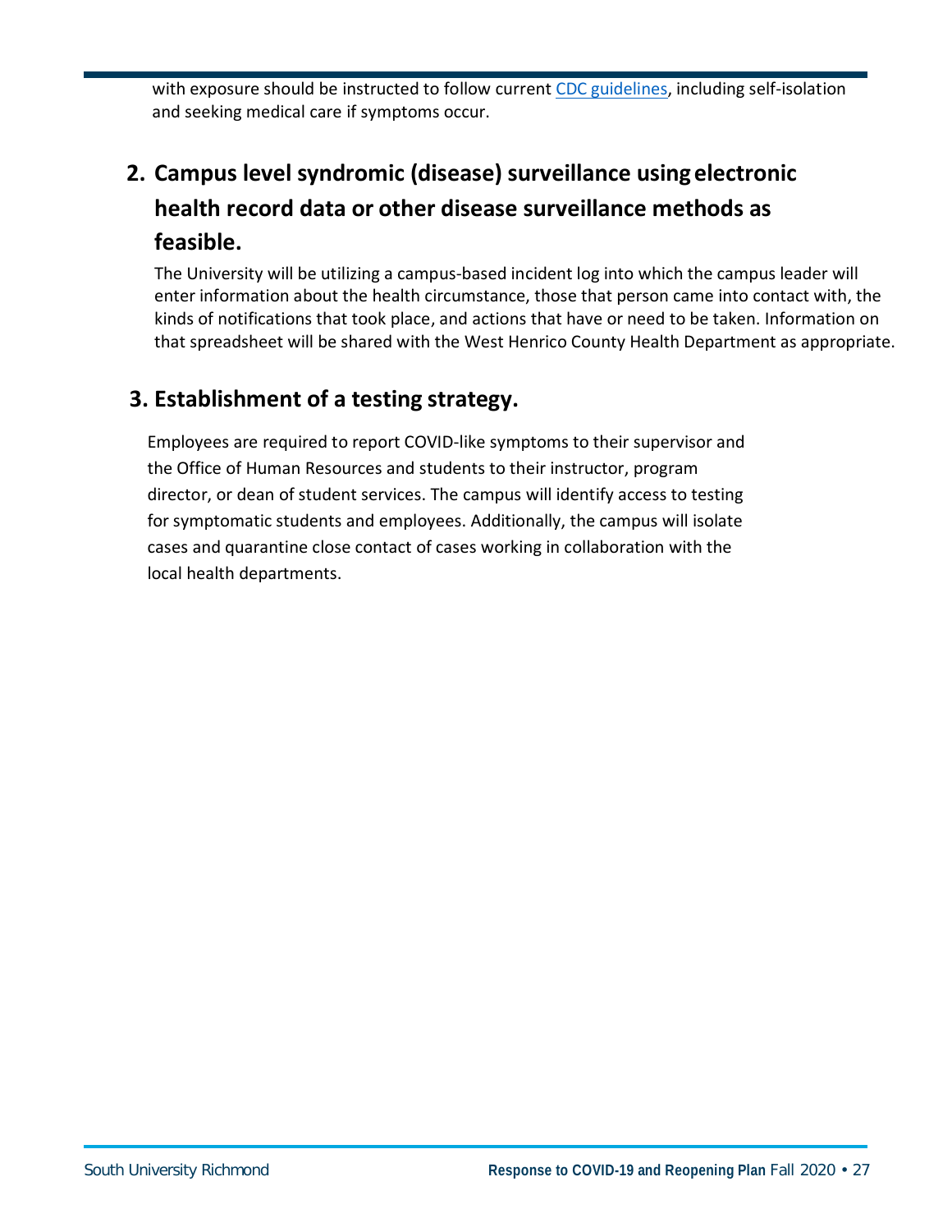with exposure should be instructed to follow current [CDC guidelines](), including self-isolation and seeking medical care if symptoms occur.

## 2. Campus level syndromic (disease) surveillance using electronic health record data or other disease surveillance methods as feasible.

The University will be utilizing a campus-based incident log into which the campus leader will enter information about the health circumstance, those that person came into contact with, the kinds of notifications that took place, and actions that have or need to be taken. Information on that spreadsheet will be shared with the West Henrico County Health Department as appropriate.

## 3. Establishment of a testing strategy.

Employees are required to report COVID-like symptoms to their supervisor and the Office of Human Resources and students to their instructor, program director, or dean of student services. The campus will identify access to testing for symptomatic students and employees. Additionally, the campus will isolate cases and quarantine close contact of cases working in collaboration with the local health departments.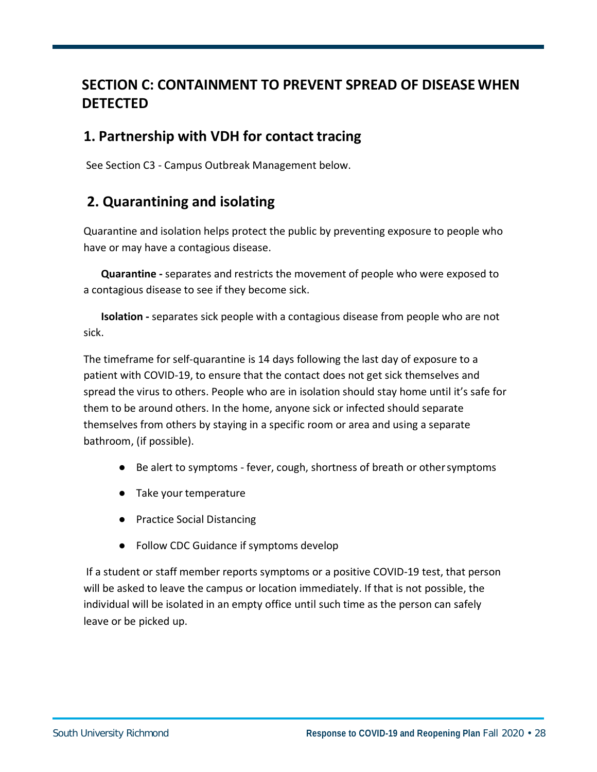# SECTION C: CONTAINMENT TO PREVENT SPREAD OF DISEASE WHEN DETECTED

## 1. Partnership with VDH for contact tracing

See Section C3 - Campus Outbreak Management below.

## 2. Quarantining and isolating

Quarantine and isolation helps protect the public by preventing exposure to people who have or may have a contagious disease.

**Quarantine -** separates and restricts the movement of people who were exposed to a contagious disease to see if they become sick.

**Isolation -** separates sick people with a contagious disease from people who are not sick.

The timeframe for self-quarantine is 14 days following the last day of exposure to a patient with COVID-19, to ensure that the contact does not get sick themselves and spread the virus to others. People who are in isolation should stay home until it's safe for them to be around others. In the home, anyone sick or infected should separate themselves from others by staying in a specific room or area and using a separate bathroom, (if possible).

- Be alert to symptoms - fever, cough, shortness of breath or other symptoms
- Take your temperature
- Practice Social Distancing
- Follow CDC Guidance if symptoms develop

If a student or staff member reports symptoms or a positive COVID-19 test, that person will be asked to leave the campus or location immediately. If that is not possible, the individual will be isolated in an empty office until such time as the person can safely leave or be picked up.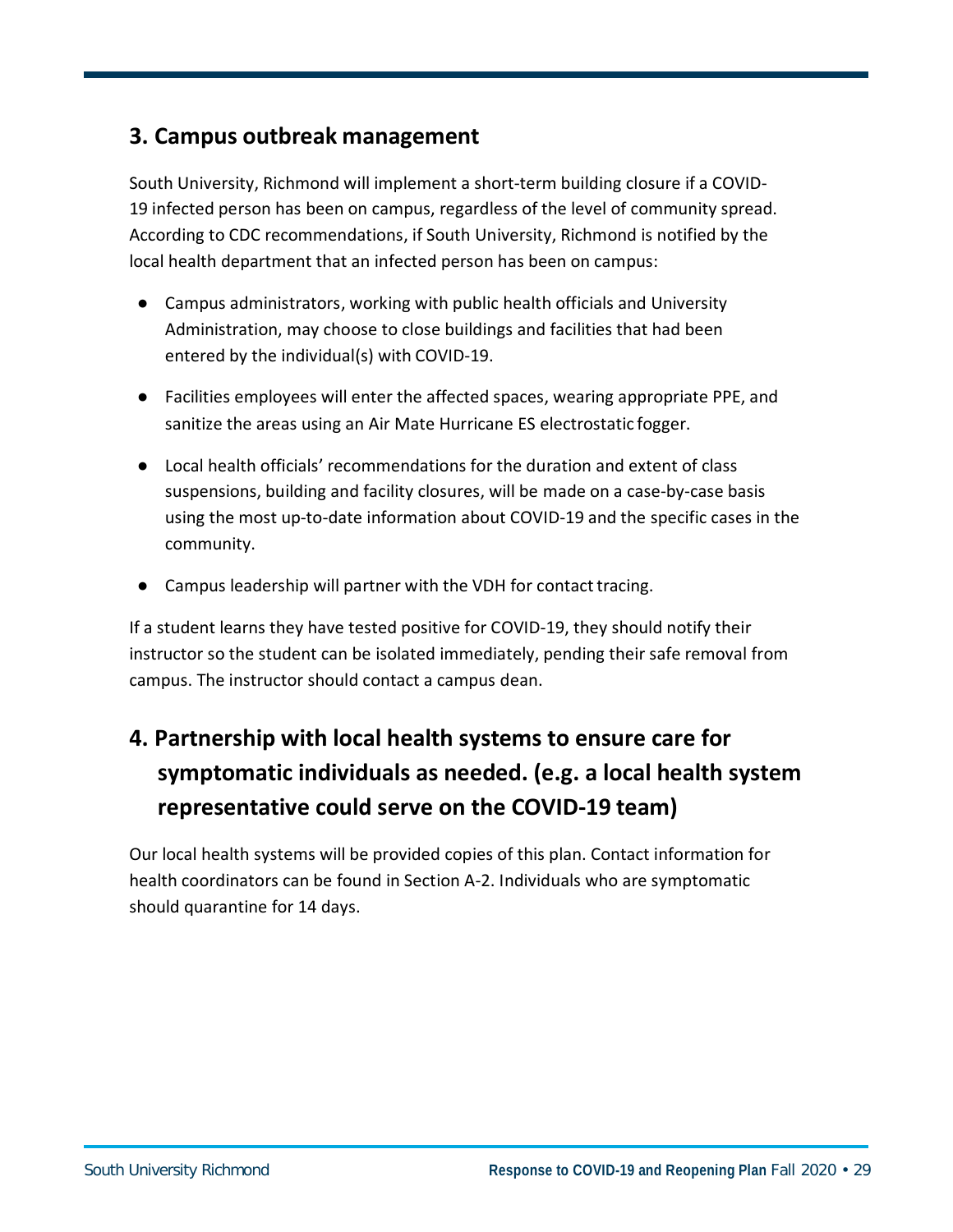## 3. Campus outbreak management

South University, Richmond will implement a short-term building closure if a COVID-19 infected person has been on campus, regardless of the level of community spread. According to CDC recommendations, if South University, Richmond is notified by the local health department that an infected person has been on campus:

- Campus administrators, working with public health officials and University Administration, may choose to close buildings and facilities that had been entered by the individual(s) with COVID-19.
- Facilities employees will enter the affected spaces, wearing appropriate PPE, and sanitize the areas using an Air Mate Hurricane ES electrostatic fogger.
- Local health officials' recommendations for the duration and extent of class suspensions, building and facility closures, will be made on a case-by-case basis using the most up-to-date information about COVID-19 and the specific cases in the community.
- Campus leadership will partner with the VDH for contact tracing.

If a student learns they have tested positive for COVID-19, they should notify their instructor so the student can be isolated immediately, pending their safe removal from campus. The instructor should contact a campus dean.

## 4. Partnership with local health systems to ensure care for symptomatic individuals as needed. (e.g. a local health system representative could serve on the COVID-19 team)

Our local health systems will be provided copies of this plan. Contact information for health coordinators can be found in Section A-2. Individuals who are symptomatic should quarantine for 14 days.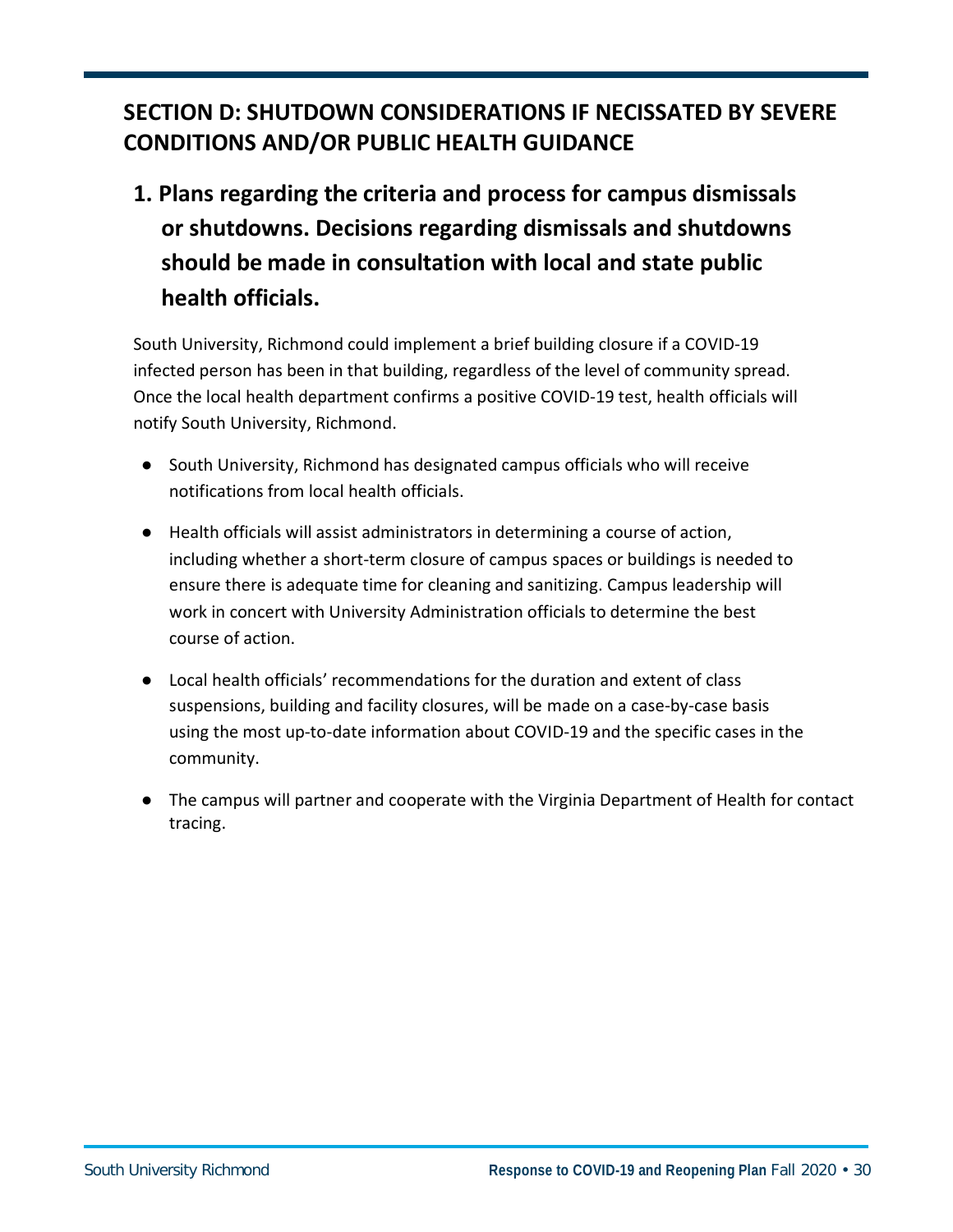## SECTION D: SHUTDOWN CONSIDERATIONS IF NECISSATED BY SEVERE CONDITIONS AND/OR PUBLIC HEALTH GUIDANCE

### 1. Plans regarding the criteria and process for campus dismissals or shutdowns. Decisions regarding dismissals and shutdowns should be made in consultation with local and state public health officials.

South University, Richmond could implement a brief building closure if a COVID-19 infected person has been in that building, regardless of the level of community spread. Once the local health department confirms a positive COVID-19 test, health officials will notify South University, Richmond.

- South University, Richmond has designated campus officials who will receive notifications from local health officials.
- Health officials will assist administrators in determining a course of action, including whether a short-term closure of campus spaces or buildings is needed to ensure there is adequate time for cleaning and sanitizing. Campus leadership will work in concert with University Administration officials to determine the best course of action.
- Local health officials' recommendations for the duration and extent of class suspensions, building and facility closures, will be made on a case-by-case basis using the most up-to-date information about COVID-19 and the specific cases in the community.
- The campus will partner and cooperate with the Virginia Department of Health for contact tracing.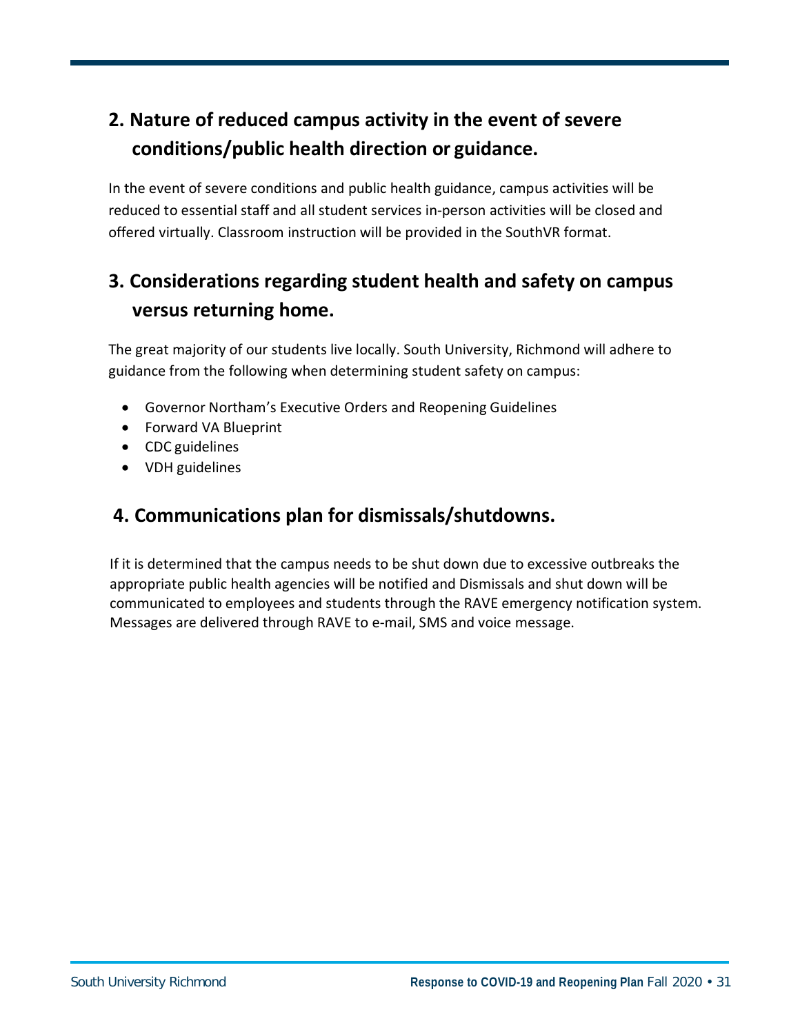## 2. Nature of reduced campus activity in the event of severe conditions/public health direction or guidance.

In the event of severe conditions and public health guidance, campus activities will be reduced to essential staff and all student services in-person activities will be closed and offered virtually. Classroom instruction will be provided in the SouthVR format.

## 3. Considerations regarding student health and safety on campus versus returning home.

The great majority of our students live locally. South University, Richmond will adhere to guidance from the following when determining student safety on campus:

- Governor Northam's Executive Orders and Reopening Guidelines
- Forward VA Blueprint
- CDC guidelines
- VDH guidelines

## 4. Communications plan for dismissals/shutdowns.

If it is determined that the campus needs to be shut down due to excessive outbreaks the appropriate public health agencies will be notified and Dismissals and shut down will be communicated to employees and students through the RAVE emergency notification system. Messages are delivered through RAVE to e-mail, SMS and voice message.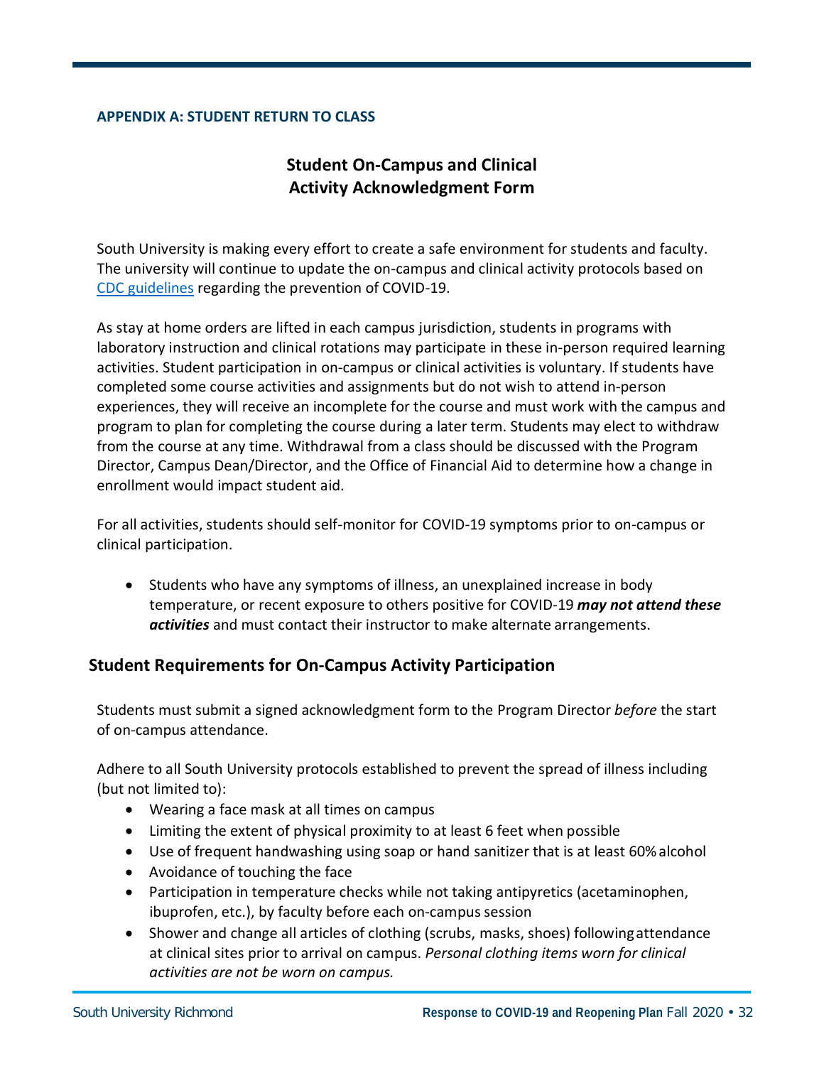**APPENDIX A: STUDENT RETURN TO CLASS**

# Student On-Campus and Clinical Activity Acknowledgment Form

South University is making every effort to create a safe environment for students and faculty. The university will continue to update the on-campus and clinical activity protocols based on [CDC guidelines](#) regarding the prevention of COVID-19.

As stay at home orders are lifted in each campus jurisdiction, students in programs with laboratory instruction and clinical rotations may participate in these in-person required learning activities. Student participation in on-campus or clinical activities is voluntary. If students have completed some course activities and assignments but do not wish to attend in-person experiences, they will receive an incomplete for the course and must work with the campus and program to plan for completing the course during a later term. Students may elect to withdraw from the course at any time. Withdrawal from a class should be discussed with the Program Director, Campus Dean/Director, and the Office of Financial Aid to determine how a change in enrollment would impact student aid.

For all activities, students should self-monitor for COVID-19 symptoms prior to on-campus or clinical participation.

- Students who have any symptoms of illness, an unexplained increase in body temperature, or recent exposure to others positive for COVID-19 ***may not attend these activities*** and must contact their instructor to make alternate arrangements.

## Student Requirements for On-Campus Activity Participation

Students must submit a signed acknowledgment form to the Program Director *before* the start of on-campus attendance.

Adhere to all South University protocols established to prevent the spread of illness including (but not limited to):

- Wearing a face mask at all times on campus
- Limiting the extent of physical proximity to at least 6 feet when possible
- Use of frequent handwashing using soap or hand sanitizer that is at least 60% alcohol
- Avoidance of touching the face
- Participation in temperature checks while not taking antipyretics (acetaminophen, ibuprofen, etc.), by faculty before each on-campus session
- Shower and change all articles of clothing (scrubs, masks, shoes) following attendance at clinical sites prior to arrival on campus. *Personal clothing items worn for clinical activities are not be worn on campus.*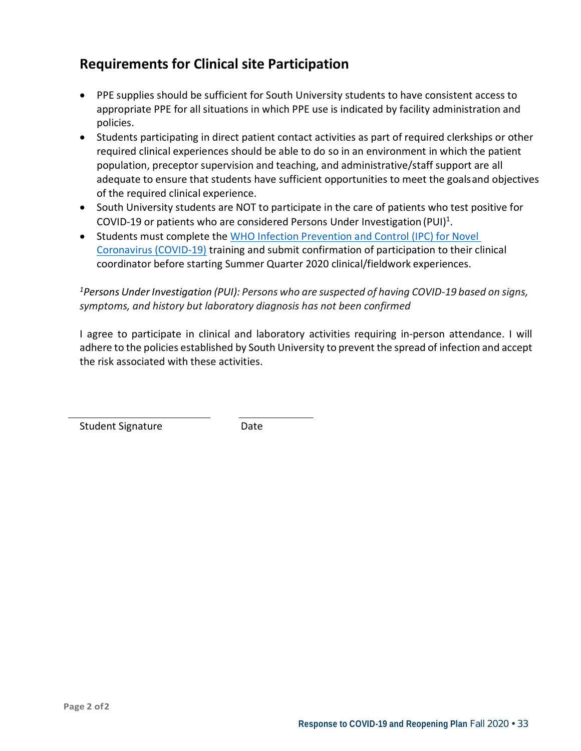## Requirements for Clinical site Participation

- PPE supplies should be sufficient for South University students to have consistent access to appropriate PPE for all situations in which PPE use is indicated by facility administration and policies.
- Students participating in direct patient contact activities as part of required clerkships or other required clinical experiences should be able to do so in an environment in which the patient population, preceptor supervision and teaching, and administrative/staff support are all adequate to ensure that students have sufficient opportunities to meet the goals and objectives of the required clinical experience.
- South University students are NOT to participate in the care of patients who test positive for COVID-19 or patients who are considered Persons Under Investigation (PUI)[1].
- Students must complete the [WHO Infection Prevention and Control (IPC) for Novel Coronavirus (COVID-19)]() training and submit confirmation of participation to their clinical coordinator before starting Summer Quarter 2020 clinical/fieldwork experiences.

*[1]Persons Under Investigation (PUI): Persons who are suspected of having COVID-19 based on signs, symptoms, and history but laboratory diagnosis has not been confirmed*

I agree to participate in clinical and laboratory activities requiring in-person attendance. I will adhere to the policies established by South University to prevent the spread of infection and accept the risk associated with these activities.

\_\_\_\_\_\_\_\_\_\_\_\_\_\_\_\_\_\_\_\_\_\_\_\_\_\_ \_\_\_\_\_\_\_\_\_\_\_\_\_\_

Student Signature Date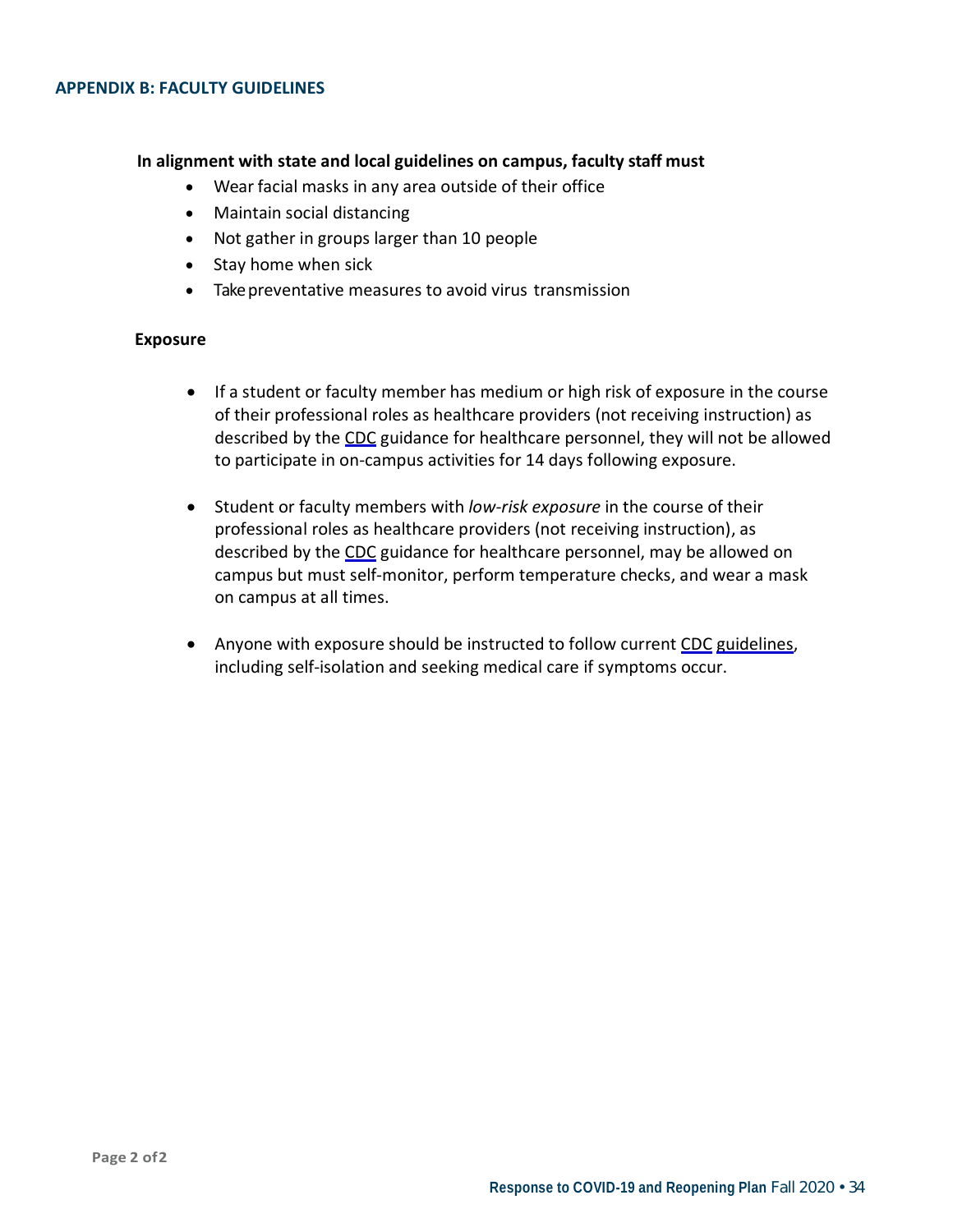## APPENDIX B: FACULTY GUIDELINES

**In alignment with state and local guidelines on campus, faculty staff must**

- Wear facial masks in any area outside of their office
- Maintain social distancing
- Not gather in groups larger than 10 people
- Stay home when sick
- Take preventative measures to avoid virus transmission

**Exposure**

- If a student or faculty member has medium or high risk of exposure in the course of their professional roles as healthcare providers (not receiving instruction) as described by the CDC guidance for healthcare personnel, they will not be allowed to participate in on-campus activities for 14 days following exposure.

- Student or faculty members with *low-risk exposure* in the course of their professional roles as healthcare providers (not receiving instruction), as described by the CDC guidance for healthcare personnel, may be allowed on campus but must self-monitor, perform temperature checks, and wear a mask on campus at all times.

- Anyone with exposure should be instructed to follow current CDC guidelines, including self-isolation and seeking medical care if symptoms occur.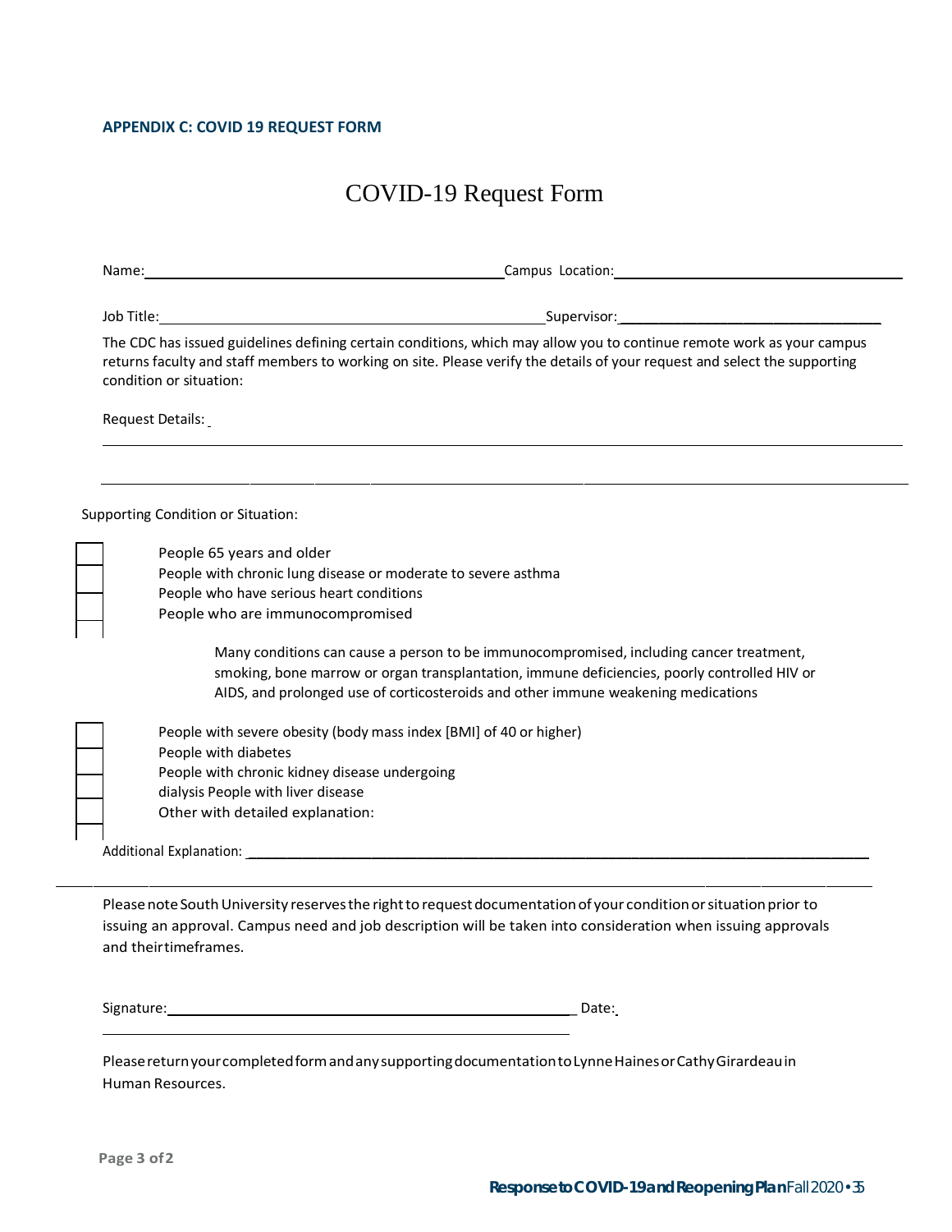### APPENDIX C: COVID 19 REQUEST FORM

# COVID-19 Request Form

Name: ______________________________ Campus Location: ______________________________

Job Title: ______________________________ Supervisor: ______________________________

The CDC has issued guidelines defining certain conditions, which may allow you to continue remote work as your campus returns faculty and staff members to working on site. Please verify the details of your request and select the supporting condition or situation:

Request Details: ______________________________

______________________________

Supporting Condition or Situation:

- ☐ People 65 years and older
- ☐ People with chronic lung disease or moderate to severe asthma
- ☐ People who have serious heart conditions
- ☐ People who are immunocompromised

  Many conditions can cause a person to be immunocompromised, including cancer treatment, smoking, bone marrow or organ transplantation, immune deficiencies, poorly controlled HIV or AIDS, and prolonged use of corticosteroids and other immune weakening medications

- ☐ People with severe obesity (body mass index [BMI] of 40 or higher)
- ☐ People with diabetes
- ☐ People with chronic kidney disease undergoing dialysis
- ☐ People with liver disease
- ☐ Other with detailed explanation:

Additional Explanation: ______________________________

______________________________

Please note South University reserves the right to request documentation of your condition or situation prior to issuing an approval. Campus need and job description will be taken into consideration when issuing approvals and their timeframes.

Signature: ______________________________ Date: ______________________________

Please return your completed form and any supporting documentation to Lynne Haines or Cathy Girardeau in Human Resources.